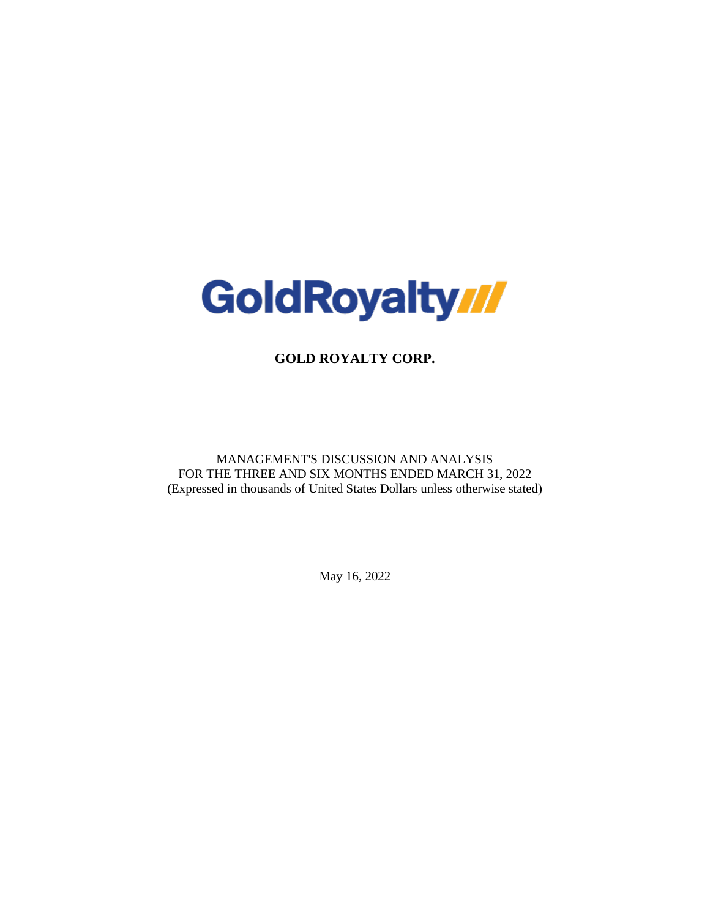GoldRoyalty

# GOLD ROYALTY CORP.

MANAGEMENT'S DISCUSSION AND ANALYSIS
FOR THE THREE AND SIX MONTHS ENDED MARCH 31, 2022
(Expressed in thousands of United States Dollars unless otherwise stated)

May 16, 2022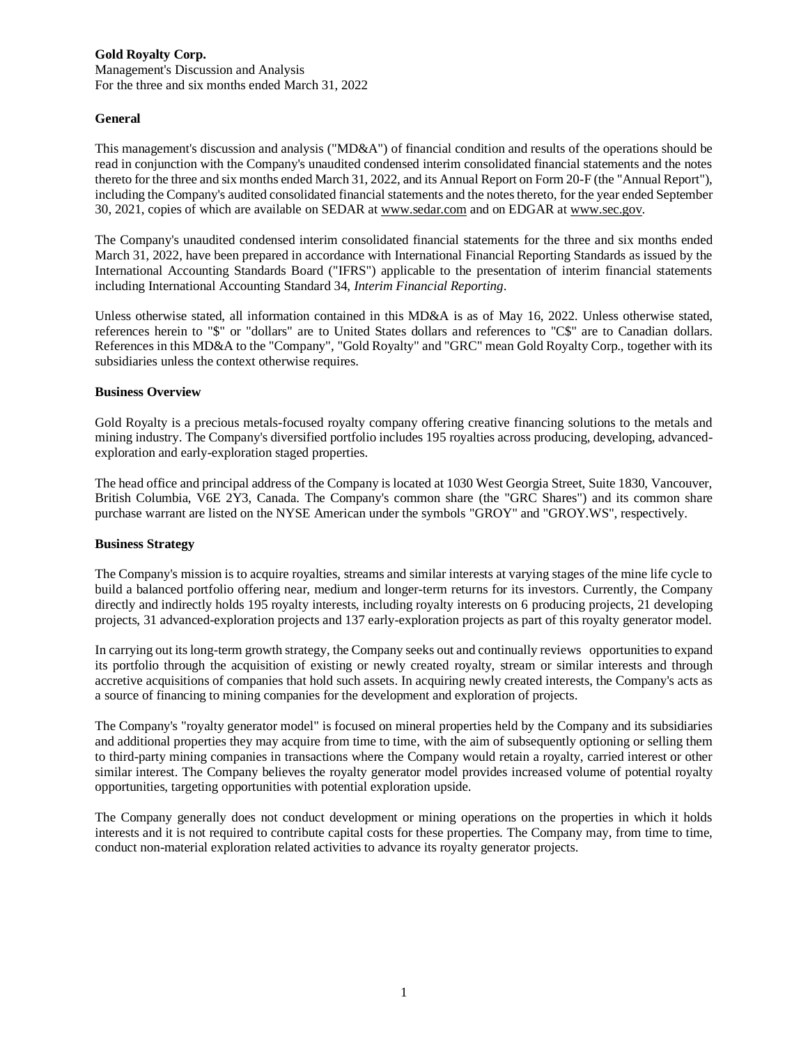**Gold Royalty Corp.**
Management's Discussion and Analysis
For the three and six months ended March 31, 2022

## General

This management's discussion and analysis ("MD&A") of financial condition and results of the operations should be read in conjunction with the Company's unaudited condensed interim consolidated financial statements and the notes thereto for the three and six months ended March 31, 2022, and its Annual Report on Form 20-F (the "Annual Report"), including the Company's audited consolidated financial statements and the notes thereto, for the year ended September 30, 2021, copies of which are available on SEDAR at www.sedar.com and on EDGAR at www.sec.gov.

The Company's unaudited condensed interim consolidated financial statements for the three and six months ended March 31, 2022, have been prepared in accordance with International Financial Reporting Standards as issued by the International Accounting Standards Board ("IFRS") applicable to the presentation of interim financial statements including International Accounting Standard 34, *Interim Financial Reporting*.

Unless otherwise stated, all information contained in this MD&A is as of May 16, 2022. Unless otherwise stated, references herein to "$" or "dollars" are to United States dollars and references to "C$" are to Canadian dollars. References in this MD&A to the "Company", "Gold Royalty" and "GRC" mean Gold Royalty Corp., together with its subsidiaries unless the context otherwise requires.

## Business Overview

Gold Royalty is a precious metals-focused royalty company offering creative financing solutions to the metals and mining industry. The Company's diversified portfolio includes 195 royalties across producing, developing, advanced-exploration and early-exploration staged properties.

The head office and principal address of the Company is located at 1030 West Georgia Street, Suite 1830, Vancouver, British Columbia, V6E 2Y3, Canada. The Company's common share (the "GRC Shares") and its common share purchase warrant are listed on the NYSE American under the symbols "GROY" and "GROY.WS", respectively.

## Business Strategy

The Company's mission is to acquire royalties, streams and similar interests at varying stages of the mine life cycle to build a balanced portfolio offering near, medium and longer-term returns for its investors. Currently, the Company directly and indirectly holds 195 royalty interests, including royalty interests on 6 producing projects, 21 developing projects, 31 advanced-exploration projects and 137 early-exploration projects as part of this royalty generator model.

In carrying out its long-term growth strategy, the Company seeks out and continually reviews opportunities to expand its portfolio through the acquisition of existing or newly created royalty, stream or similar interests and through accretive acquisitions of companies that hold such assets. In acquiring newly created interests, the Company's acts as a source of financing to mining companies for the development and exploration of projects.

The Company's "royalty generator model" is focused on mineral properties held by the Company and its subsidiaries and additional properties they may acquire from time to time, with the aim of subsequently optioning or selling them to third-party mining companies in transactions where the Company would retain a royalty, carried interest or other similar interest. The Company believes the royalty generator model provides increased volume of potential royalty opportunities, targeting opportunities with potential exploration upside.

The Company generally does not conduct development or mining operations on the properties in which it holds interests and it is not required to contribute capital costs for these properties. The Company may, from time to time, conduct non-material exploration related activities to advance its royalty generator projects.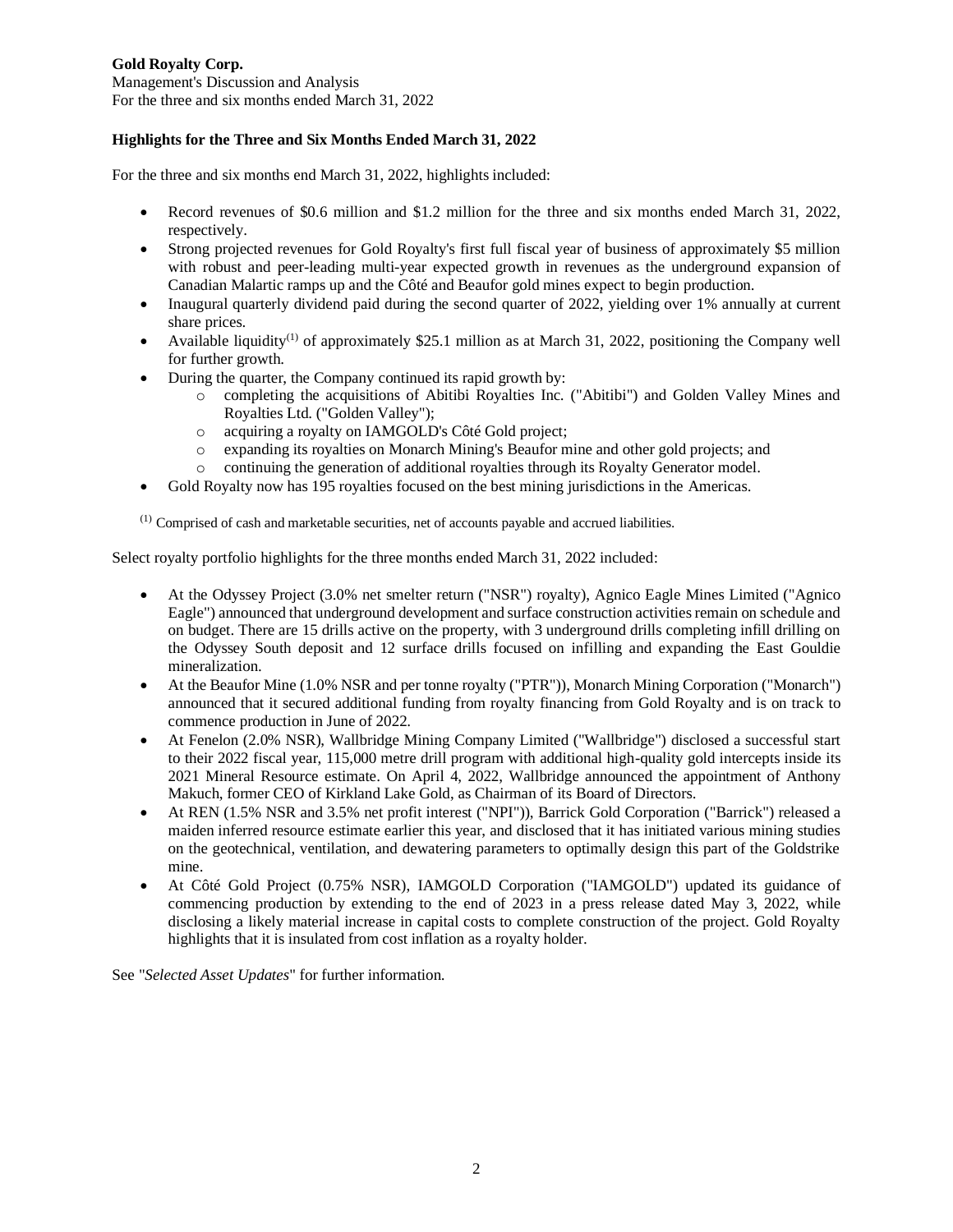## Highlights for the Three and Six Months Ended March 31, 2022

For the three and six months end March 31, 2022, highlights included:

- Record revenues of \$0.6 million and \$1.2 million for the three and six months ended March 31, 2022, respectively.
- Strong projected revenues for Gold Royalty's first full fiscal year of business of approximately \$5 million with robust and peer-leading multi-year expected growth in revenues as the underground expansion of Canadian Malartic ramps up and the Côté and Beaufor gold mines expect to begin production.
- Inaugural quarterly dividend paid during the second quarter of 2022, yielding over 1% annually at current share prices.
- Available liquidity[1] of approximately \$25.1 million as at March 31, 2022, positioning the Company well for further growth.
- During the quarter, the Company continued its rapid growth by:
    - completing the acquisitions of Abitibi Royalties Inc. ("Abitibi") and Golden Valley Mines and Royalties Ltd. ("Golden Valley");
    - acquiring a royalty on IAMGOLD's Côté Gold project;
    - expanding its royalties on Monarch Mining's Beaufor mine and other gold projects; and
    - continuing the generation of additional royalties through its Royalty Generator model.
- Gold Royalty now has 195 royalties focused on the best mining jurisdictions in the Americas.

[1] Comprised of cash and marketable securities, net of accounts payable and accrued liabilities.

Select royalty portfolio highlights for the three months ended March 31, 2022 included:

- At the Odyssey Project (3.0% net smelter return ("NSR") royalty), Agnico Eagle Mines Limited ("Agnico Eagle") announced that underground development and surface construction activities remain on schedule and on budget. There are 15 drills active on the property, with 3 underground drills completing infill drilling on the Odyssey South deposit and 12 surface drills focused on infilling and expanding the East Gouldie mineralization.
- At the Beaufor Mine (1.0% NSR and per tonne royalty ("PTR")), Monarch Mining Corporation ("Monarch") announced that it secured additional funding from royalty financing from Gold Royalty and is on track to commence production in June of 2022.
- At Fenelon (2.0% NSR), Wallbridge Mining Company Limited ("Wallbridge") disclosed a successful start to their 2022 fiscal year, 115,000 metre drill program with additional high-quality gold intercepts inside its 2021 Mineral Resource estimate. On April 4, 2022, Wallbridge announced the appointment of Anthony Makuch, former CEO of Kirkland Lake Gold, as Chairman of its Board of Directors.
- At REN (1.5% NSR and 3.5% net profit interest ("NPI")), Barrick Gold Corporation ("Barrick") released a maiden inferred resource estimate earlier this year, and disclosed that it has initiated various mining studies on the geotechnical, ventilation, and dewatering parameters to optimally design this part of the Goldstrike mine.
- At Côté Gold Project (0.75% NSR), IAMGOLD Corporation ("IAMGOLD") updated its guidance of commencing production by extending to the end of 2023 in a press release dated May 3, 2022, while disclosing a likely material increase in capital costs to complete construction of the project. Gold Royalty highlights that it is insulated from cost inflation as a royalty holder.

See "*Selected Asset Updates*" for further information.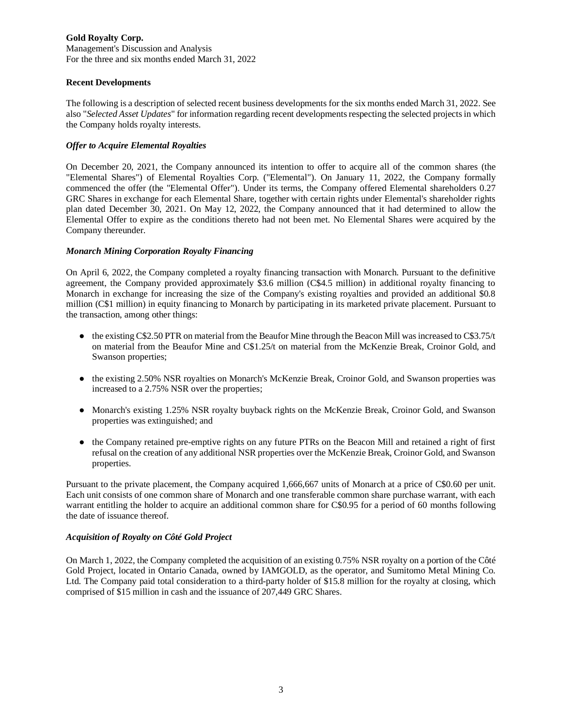## Recent Developments

The following is a description of selected recent business developments for the six months ended March 31, 2022. See also "*Selected Asset Updates*" for information regarding recent developments respecting the selected projects in which the Company holds royalty interests.

### *Offer to Acquire Elemental Royalties*

On December 20, 2021, the Company announced its intention to offer to acquire all of the common shares (the "Elemental Shares") of Elemental Royalties Corp. ("Elemental"). On January 11, 2022, the Company formally commenced the offer (the "Elemental Offer"). Under its terms, the Company offered Elemental shareholders 0.27 GRC Shares in exchange for each Elemental Share, together with certain rights under Elemental's shareholder rights plan dated December 30, 2021. On May 12, 2022, the Company announced that it had determined to allow the Elemental Offer to expire as the conditions thereto had not been met. No Elemental Shares were acquired by the Company thereunder.

### *Monarch Mining Corporation Royalty Financing*

On April 6, 2022, the Company completed a royalty financing transaction with Monarch. Pursuant to the definitive agreement, the Company provided approximately $3.6 million (C$4.5 million) in additional royalty financing to Monarch in exchange for increasing the size of the Company's existing royalties and provided an additional $0.8 million (C$1 million) in equity financing to Monarch by participating in its marketed private placement. Pursuant to the transaction, among other things:

- the existing C$2.50 PTR on material from the Beaufor Mine through the Beacon Mill was increased to C$3.75/t on material from the Beaufor Mine and C$1.25/t on material from the McKenzie Break, Croinor Gold, and Swanson properties;
- the existing 2.50% NSR royalties on Monarch's McKenzie Break, Croinor Gold, and Swanson properties was increased to a 2.75% NSR over the properties;
- Monarch's existing 1.25% NSR royalty buyback rights on the McKenzie Break, Croinor Gold, and Swanson properties was extinguished; and
- the Company retained pre-emptive rights on any future PTRs on the Beacon Mill and retained a right of first refusal on the creation of any additional NSR properties over the McKenzie Break, Croinor Gold, and Swanson properties.

Pursuant to the private placement, the Company acquired 1,666,667 units of Monarch at a price of C$0.60 per unit. Each unit consists of one common share of Monarch and one transferable common share purchase warrant, with each warrant entitling the holder to acquire an additional common share for C$0.95 for a period of 60 months following the date of issuance thereof.

### *Acquisition of Royalty on Côté Gold Project*

On March 1, 2022, the Company completed the acquisition of an existing 0.75% NSR royalty on a portion of the Côté Gold Project, located in Ontario Canada, owned by IAMGOLD, as the operator, and Sumitomo Metal Mining Co. Ltd. The Company paid total consideration to a third-party holder of $15.8 million for the royalty at closing, which comprised of $15 million in cash and the issuance of 207,449 GRC Shares.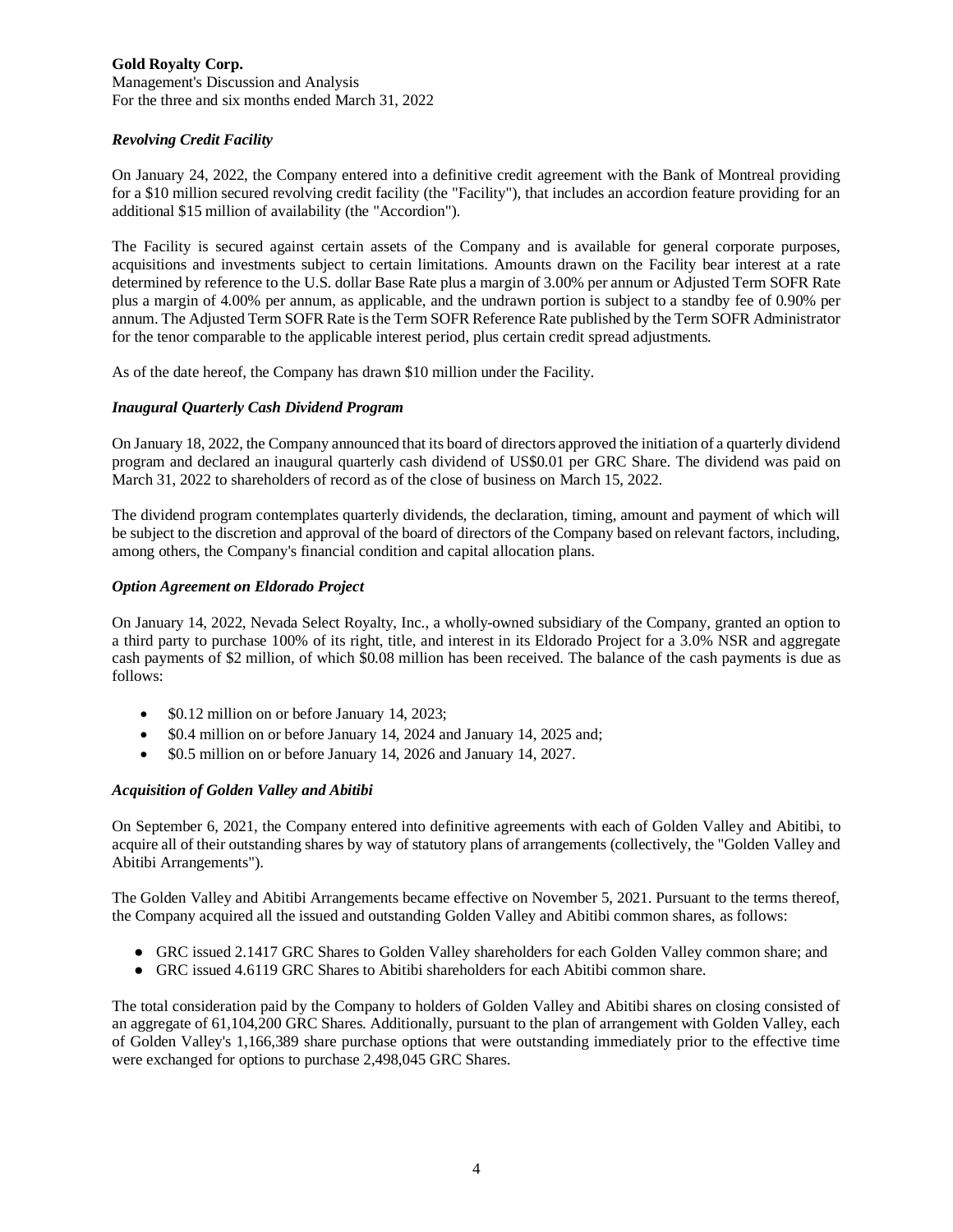### *Revolving Credit Facility*

On January 24, 2022, the Company entered into a definitive credit agreement with the Bank of Montreal providing for a $10 million secured revolving credit facility (the "Facility"), that includes an accordion feature providing for an additional $15 million of availability (the "Accordion").

The Facility is secured against certain assets of the Company and is available for general corporate purposes, acquisitions and investments subject to certain limitations. Amounts drawn on the Facility bear interest at a rate determined by reference to the U.S. dollar Base Rate plus a margin of 3.00% per annum or Adjusted Term SOFR Rate plus a margin of 4.00% per annum, as applicable, and the undrawn portion is subject to a standby fee of 0.90% per annum. The Adjusted Term SOFR Rate is the Term SOFR Reference Rate published by the Term SOFR Administrator for the tenor comparable to the applicable interest period, plus certain credit spread adjustments.

As of the date hereof, the Company has drawn $10 million under the Facility.

### *Inaugural Quarterly Cash Dividend Program*

On January 18, 2022, the Company announced that its board of directors approved the initiation of a quarterly dividend program and declared an inaugural quarterly cash dividend of US$0.01 per GRC Share. The dividend was paid on March 31, 2022 to shareholders of record as of the close of business on March 15, 2022.

The dividend program contemplates quarterly dividends, the declaration, timing, amount and payment of which will be subject to the discretion and approval of the board of directors of the Company based on relevant factors, including, among others, the Company's financial condition and capital allocation plans.

### *Option Agreement on Eldorado Project*

On January 14, 2022, Nevada Select Royalty, Inc., a wholly-owned subsidiary of the Company, granted an option to a third party to purchase 100% of its right, title, and interest in its Eldorado Project for a 3.0% NSR and aggregate cash payments of $2 million, of which $0.08 million has been received. The balance of the cash payments is due as follows:

- $0.12 million on or before January 14, 2023;
- $0.4 million on or before January 14, 2024 and January 14, 2025 and;
- $0.5 million on or before January 14, 2026 and January 14, 2027.

### *Acquisition of Golden Valley and Abitibi*

On September 6, 2021, the Company entered into definitive agreements with each of Golden Valley and Abitibi, to acquire all of their outstanding shares by way of statutory plans of arrangements (collectively, the "Golden Valley and Abitibi Arrangements").

The Golden Valley and Abitibi Arrangements became effective on November 5, 2021. Pursuant to the terms thereof, the Company acquired all the issued and outstanding Golden Valley and Abitibi common shares, as follows:

- GRC issued 2.1417 GRC Shares to Golden Valley shareholders for each Golden Valley common share; and
- GRC issued 4.6119 GRC Shares to Abitibi shareholders for each Abitibi common share.

The total consideration paid by the Company to holders of Golden Valley and Abitibi shares on closing consisted of an aggregate of 61,104,200 GRC Shares. Additionally, pursuant to the plan of arrangement with Golden Valley, each of Golden Valley's 1,166,389 share purchase options that were outstanding immediately prior to the effective time were exchanged for options to purchase 2,498,045 GRC Shares.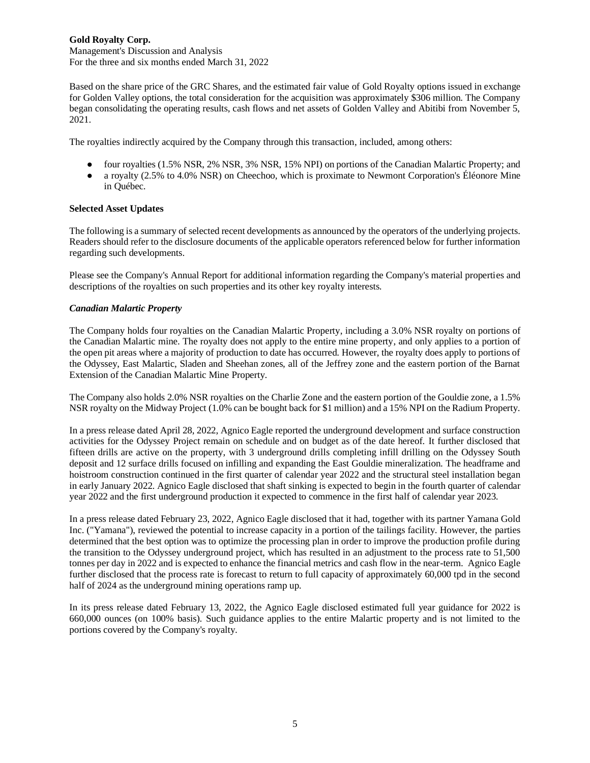Based on the share price of the GRC Shares, and the estimated fair value of Gold Royalty options issued in exchange for Golden Valley options, the total consideration for the acquisition was approximately $306 million. The Company began consolidating the operating results, cash flows and net assets of Golden Valley and Abitibi from November 5, 2021.

The royalties indirectly acquired by the Company through this transaction, included, among others:

- four royalties (1.5% NSR, 2% NSR, 3% NSR, 15% NPI) on portions of the Canadian Malartic Property; and
- a royalty (2.5% to 4.0% NSR) on Cheechoo, which is proximate to Newmont Corporation's Éléonore Mine in Québec.

**Selected Asset Updates**

The following is a summary of selected recent developments as announced by the operators of the underlying projects. Readers should refer to the disclosure documents of the applicable operators referenced below for further information regarding such developments.

Please see the Company's Annual Report for additional information regarding the Company's material properties and descriptions of the royalties on such properties and its other key royalty interests.

***Canadian Malartic Property***

The Company holds four royalties on the Canadian Malartic Property, including a 3.0% NSR royalty on portions of the Canadian Malartic mine. The royalty does not apply to the entire mine property, and only applies to a portion of the open pit areas where a majority of production to date has occurred. However, the royalty does apply to portions of the Odyssey, East Malartic, Sladen and Sheehan zones, all of the Jeffrey zone and the eastern portion of the Barnat Extension of the Canadian Malartic Mine Property.

The Company also holds 2.0% NSR royalties on the Charlie Zone and the eastern portion of the Gouldie zone, a 1.5% NSR royalty on the Midway Project (1.0% can be bought back for $1 million) and a 15% NPI on the Radium Property.

In a press release dated April 28, 2022, Agnico Eagle reported the underground development and surface construction activities for the Odyssey Project remain on schedule and on budget as of the date hereof. It further disclosed that fifteen drills are active on the property, with 3 underground drills completing infill drilling on the Odyssey South deposit and 12 surface drills focused on infilling and expanding the East Gouldie mineralization. The headframe and hoistroom construction continued in the first quarter of calendar year 2022 and the structural steel installation began in early January 2022. Agnico Eagle disclosed that shaft sinking is expected to begin in the fourth quarter of calendar year 2022 and the first underground production it expected to commence in the first half of calendar year 2023.

In a press release dated February 23, 2022, Agnico Eagle disclosed that it had, together with its partner Yamana Gold Inc. ("Yamana"), reviewed the potential to increase capacity in a portion of the tailings facility. However, the parties determined that the best option was to optimize the processing plan in order to improve the production profile during the transition to the Odyssey underground project, which has resulted in an adjustment to the process rate to 51,500 tonnes per day in 2022 and is expected to enhance the financial metrics and cash flow in the near-term. Agnico Eagle further disclosed that the process rate is forecast to return to full capacity of approximately 60,000 tpd in the second half of 2024 as the underground mining operations ramp up.

In its press release dated February 13, 2022, the Agnico Eagle disclosed estimated full year guidance for 2022 is 660,000 ounces (on 100% basis). Such guidance applies to the entire Malartic property and is not limited to the portions covered by the Company's royalty.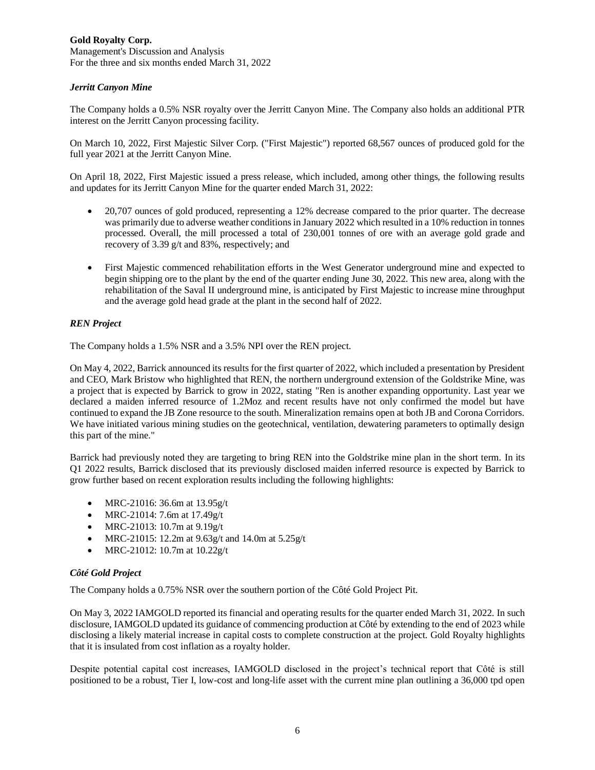### *Jerritt Canyon Mine*

The Company holds a 0.5% NSR royalty over the Jerritt Canyon Mine. The Company also holds an additional PTR interest on the Jerritt Canyon processing facility.

On March 10, 2022, First Majestic Silver Corp. ("First Majestic") reported 68,567 ounces of produced gold for the full year 2021 at the Jerritt Canyon Mine.

On April 18, 2022, First Majestic issued a press release, which included, among other things, the following results and updates for its Jerritt Canyon Mine for the quarter ended March 31, 2022:

- 20,707 ounces of gold produced, representing a 12% decrease compared to the prior quarter. The decrease was primarily due to adverse weather conditions in January 2022 which resulted in a 10% reduction in tonnes processed. Overall, the mill processed a total of 230,001 tonnes of ore with an average gold grade and recovery of 3.39 g/t and 83%, respectively; and

- First Majestic commenced rehabilitation efforts in the West Generator underground mine and expected to begin shipping ore to the plant by the end of the quarter ending June 30, 2022. This new area, along with the rehabilitation of the Saval II underground mine, is anticipated by First Majestic to increase mine throughput and the average gold head grade at the plant in the second half of 2022.

### *REN Project*

The Company holds a 1.5% NSR and a 3.5% NPI over the REN project.

On May 4, 2022, Barrick announced its results for the first quarter of 2022, which included a presentation by President and CEO, Mark Bristow who highlighted that REN, the northern underground extension of the Goldstrike Mine, was a project that is expected by Barrick to grow in 2022, stating "Ren is another expanding opportunity. Last year we declared a maiden inferred resource of 1.2Moz and recent results have not only confirmed the model but have continued to expand the JB Zone resource to the south. Mineralization remains open at both JB and Corona Corridors. We have initiated various mining studies on the geotechnical, ventilation, dewatering parameters to optimally design this part of the mine."

Barrick had previously noted they are targeting to bring REN into the Goldstrike mine plan in the short term. In its Q1 2022 results, Barrick disclosed that its previously disclosed maiden inferred resource is expected by Barrick to grow further based on recent exploration results including the following highlights:

- MRC-21016: 36.6m at 13.95g/t
- MRC-21014: 7.6m at 17.49g/t
- MRC-21013: 10.7m at 9.19g/t
- MRC-21015: 12.2m at 9.63g/t and 14.0m at 5.25g/t
- MRC-21012: 10.7m at 10.22g/t

### *Côté Gold Project*

The Company holds a 0.75% NSR over the southern portion of the Côté Gold Project Pit.

On May 3, 2022 IAMGOLD reported its financial and operating results for the quarter ended March 31, 2022. In such disclosure, IAMGOLD updated its guidance of commencing production at Côté by extending to the end of 2023 while disclosing a likely material increase in capital costs to complete construction at the project. Gold Royalty highlights that it is insulated from cost inflation as a royalty holder.

Despite potential capital cost increases, IAMGOLD disclosed in the project's technical report that Côté is still positioned to be a robust, Tier I, low-cost and long-life asset with the current mine plan outlining a 36,000 tpd open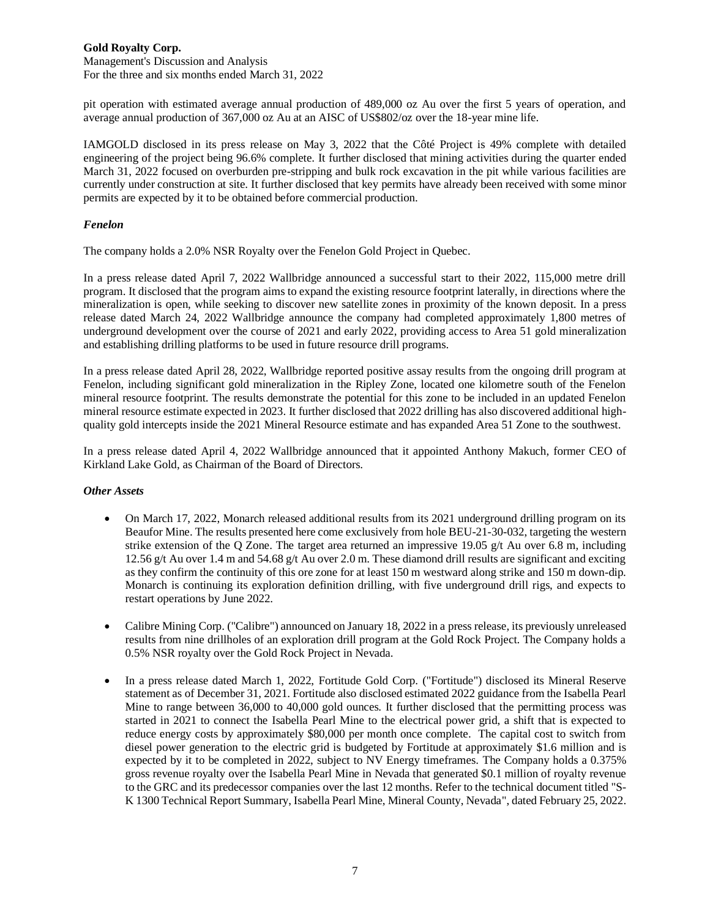pit operation with estimated average annual production of 489,000 oz Au over the first 5 years of operation, and average annual production of 367,000 oz Au at an AISC of US$802/oz over the 18-year mine life.

IAMGOLD disclosed in its press release on May 3, 2022 that the Côté Project is 49% complete with detailed engineering of the project being 96.6% complete. It further disclosed that mining activities during the quarter ended March 31, 2022 focused on overburden pre-stripping and bulk rock excavation in the pit while various facilities are currently under construction at site. It further disclosed that key permits have already been received with some minor permits are expected by it to be obtained before commercial production.

### *Fenelon*

The company holds a 2.0% NSR Royalty over the Fenelon Gold Project in Quebec.

In a press release dated April 7, 2022 Wallbridge announced a successful start to their 2022, 115,000 metre drill program. It disclosed that the program aims to expand the existing resource footprint laterally, in directions where the mineralization is open, while seeking to discover new satellite zones in proximity of the known deposit. In a press release dated March 24, 2022 Wallbridge announce the company had completed approximately 1,800 metres of underground development over the course of 2021 and early 2022, providing access to Area 51 gold mineralization and establishing drilling platforms to be used in future resource drill programs.

In a press release dated April 28, 2022, Wallbridge reported positive assay results from the ongoing drill program at Fenelon, including significant gold mineralization in the Ripley Zone, located one kilometre south of the Fenelon mineral resource footprint. The results demonstrate the potential for this zone to be included in an updated Fenelon mineral resource estimate expected in 2023. It further disclosed that 2022 drilling has also discovered additional high-quality gold intercepts inside the 2021 Mineral Resource estimate and has expanded Area 51 Zone to the southwest.

In a press release dated April 4, 2022 Wallbridge announced that it appointed Anthony Makuch, former CEO of Kirkland Lake Gold, as Chairman of the Board of Directors.

### *Other Assets*

- On March 17, 2022, Monarch released additional results from its 2021 underground drilling program on its Beaufor Mine. The results presented here come exclusively from hole BEU-21-30-032, targeting the western strike extension of the Q Zone. The target area returned an impressive 19.05 g/t Au over 6.8 m, including 12.56 g/t Au over 1.4 m and 54.68 g/t Au over 2.0 m. These diamond drill results are significant and exciting as they confirm the continuity of this ore zone for at least 150 m westward along strike and 150 m down-dip. Monarch is continuing its exploration definition drilling, with five underground drill rigs, and expects to restart operations by June 2022.

- Calibre Mining Corp. ("Calibre") announced on January 18, 2022 in a press release, its previously unreleased results from nine drillholes of an exploration drill program at the Gold Rock Project. The Company holds a 0.5% NSR royalty over the Gold Rock Project in Nevada.

- In a press release dated March 1, 2022, Fortitude Gold Corp. ("Fortitude") disclosed its Mineral Reserve statement as of December 31, 2021. Fortitude also disclosed estimated 2022 guidance from the Isabella Pearl Mine to range between 36,000 to 40,000 gold ounces. It further disclosed that the permitting process was started in 2021 to connect the Isabella Pearl Mine to the electrical power grid, a shift that is expected to reduce energy costs by approximately $80,000 per month once complete. The capital cost to switch from diesel power generation to the electric grid is budgeted by Fortitude at approximately $1.6 million and is expected by it to be completed in 2022, subject to NV Energy timeframes. The Company holds a 0.375% gross revenue royalty over the Isabella Pearl Mine in Nevada that generated $0.1 million of royalty revenue to the GRC and its predecessor companies over the last 12 months. Refer to the technical document titled "S-K 1300 Technical Report Summary, Isabella Pearl Mine, Mineral County, Nevada", dated February 25, 2022.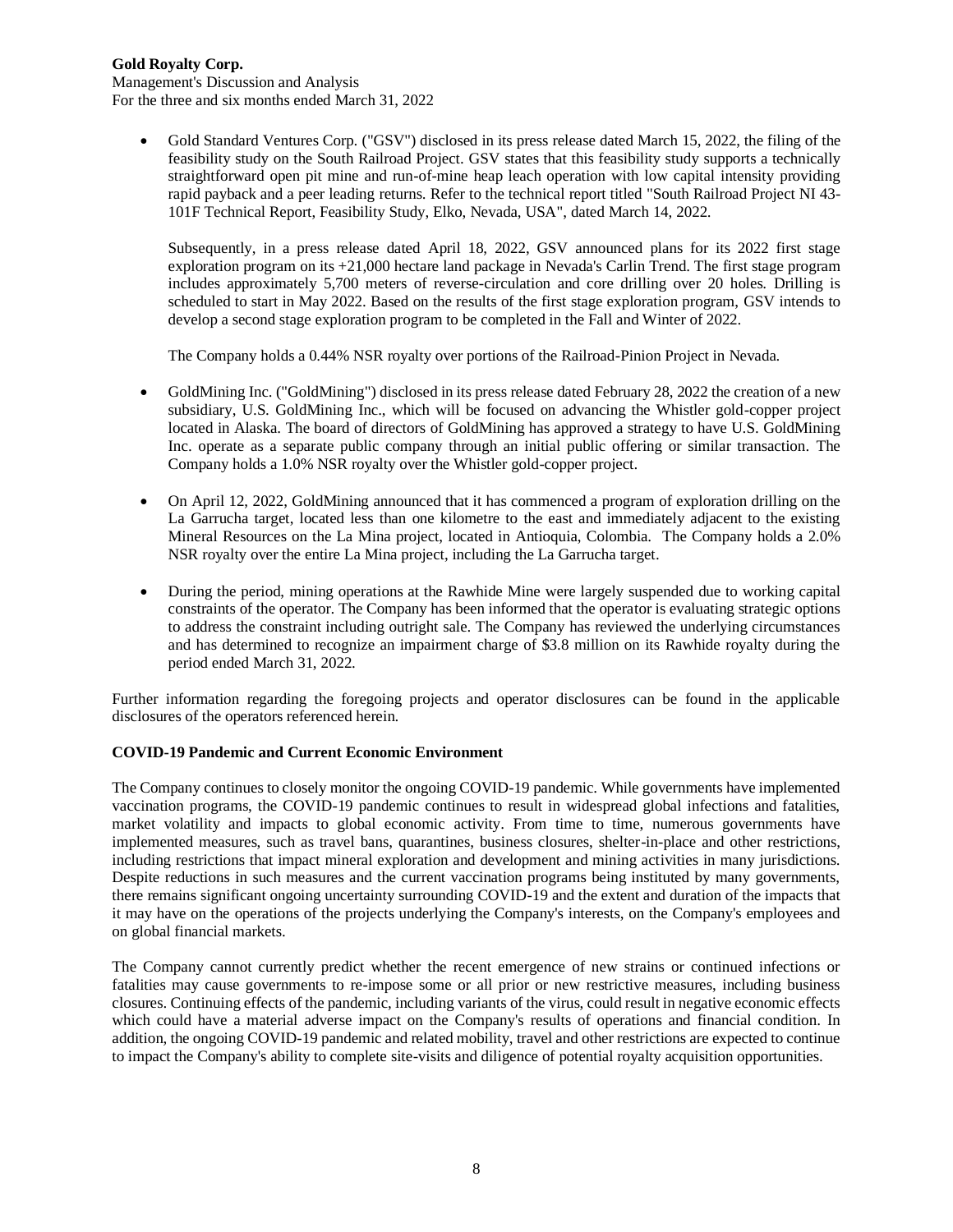- Gold Standard Ventures Corp. ("GSV") disclosed in its press release dated March 15, 2022, the filing of the feasibility study on the South Railroad Project. GSV states that this feasibility study supports a technically straightforward open pit mine and run-of-mine heap leach operation with low capital intensity providing rapid payback and a peer leading returns. Refer to the technical report titled "South Railroad Project NI 43-101F Technical Report, Feasibility Study, Elko, Nevada, USA", dated March 14, 2022.

  Subsequently, in a press release dated April 18, 2022, GSV announced plans for its 2022 first stage exploration program on its +21,000 hectare land package in Nevada's Carlin Trend. The first stage program includes approximately 5,700 meters of reverse-circulation and core drilling over 20 holes. Drilling is scheduled to start in May 2022. Based on the results of the first stage exploration program, GSV intends to develop a second stage exploration program to be completed in the Fall and Winter of 2022.

  The Company holds a 0.44% NSR royalty over portions of the Railroad-Pinion Project in Nevada.

- GoldMining Inc. ("GoldMining") disclosed in its press release dated February 28, 2022 the creation of a new subsidiary, U.S. GoldMining Inc., which will be focused on advancing the Whistler gold-copper project located in Alaska. The board of directors of GoldMining has approved a strategy to have U.S. GoldMining Inc. operate as a separate public company through an initial public offering or similar transaction. The Company holds a 1.0% NSR royalty over the Whistler gold-copper project.

- On April 12, 2022, GoldMining announced that it has commenced a program of exploration drilling on the La Garrucha target, located less than one kilometre to the east and immediately adjacent to the existing Mineral Resources on the La Mina project, located in Antioquia, Colombia. The Company holds a 2.0% NSR royalty over the entire La Mina project, including the La Garrucha target.

- During the period, mining operations at the Rawhide Mine were largely suspended due to working capital constraints of the operator. The Company has been informed that the operator is evaluating strategic options to address the constraint including outright sale. The Company has reviewed the underlying circumstances and has determined to recognize an impairment charge of $3.8 million on its Rawhide royalty during the period ended March 31, 2022.

Further information regarding the foregoing projects and operator disclosures can be found in the applicable disclosures of the operators referenced herein.

**COVID-19 Pandemic and Current Economic Environment**

The Company continues to closely monitor the ongoing COVID-19 pandemic. While governments have implemented vaccination programs, the COVID-19 pandemic continues to result in widespread global infections and fatalities, market volatility and impacts to global economic activity. From time to time, numerous governments have implemented measures, such as travel bans, quarantines, business closures, shelter-in-place and other restrictions, including restrictions that impact mineral exploration and development and mining activities in many jurisdictions. Despite reductions in such measures and the current vaccination programs being instituted by many governments, there remains significant ongoing uncertainty surrounding COVID-19 and the extent and duration of the impacts that it may have on the operations of the projects underlying the Company's interests, on the Company's employees and on global financial markets.

The Company cannot currently predict whether the recent emergence of new strains or continued infections or fatalities may cause governments to re-impose some or all prior or new restrictive measures, including business closures. Continuing effects of the pandemic, including variants of the virus, could result in negative economic effects which could have a material adverse impact on the Company's results of operations and financial condition. In addition, the ongoing COVID-19 pandemic and related mobility, travel and other restrictions are expected to continue to impact the Company's ability to complete site-visits and diligence of potential royalty acquisition opportunities.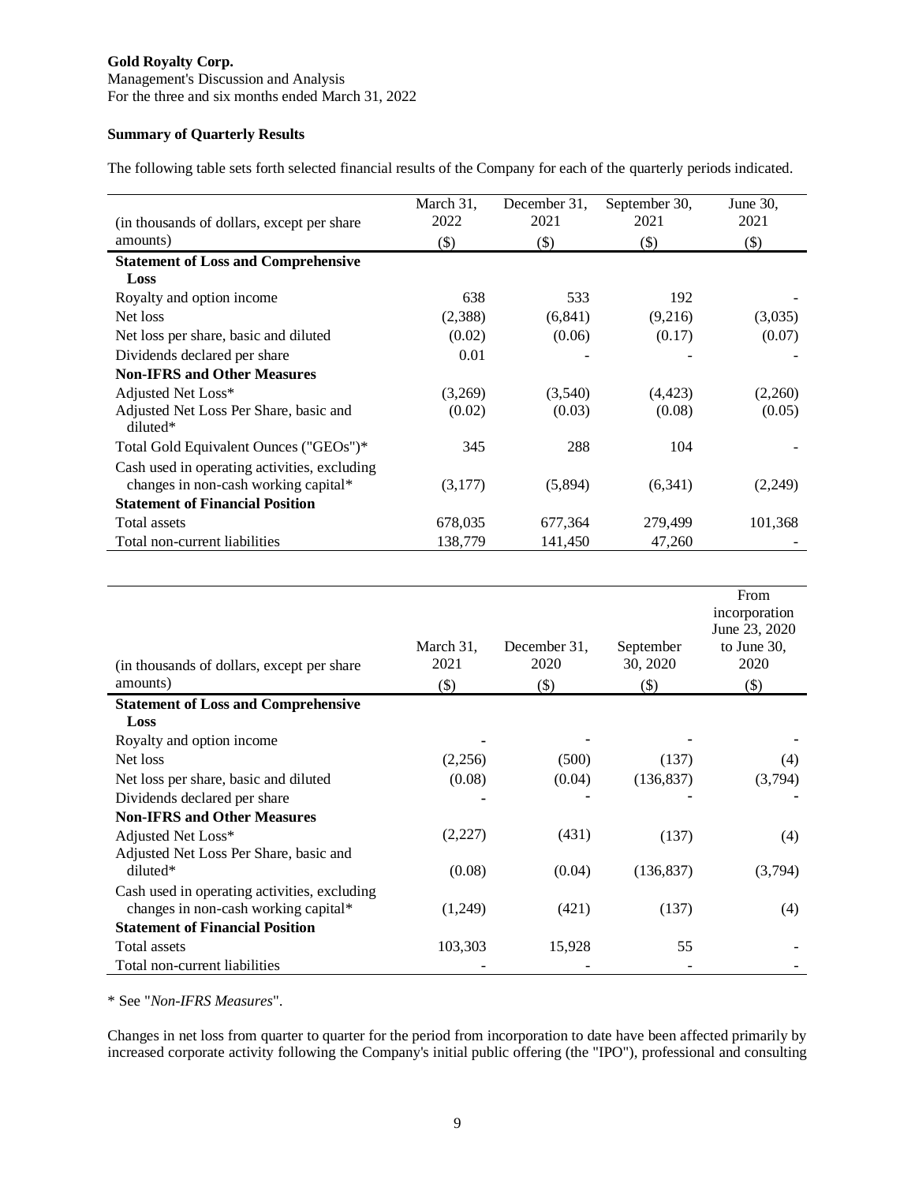**Gold Royalty Corp.**
Management's Discussion and Analysis
For the three and six months ended March 31, 2022

### Summary of Quarterly Results

The following table sets forth selected financial results of the Company for each of the quarterly periods indicated.

| (in thousands of dollars, except per share amounts) | March 31, 2022 ($) | December 31, 2021 ($) | September 30, 2021 ($) | June 30, 2021 ($) |
|---|---|---|---|---|
| **Statement of Loss and Comprehensive Loss** | | | | |
| Royalty and option income | 638 | 533 | 192 | - |
| Net loss | (2,388) | (6,841) | (9,216) | (3,035) |
| Net loss per share, basic and diluted | (0.02) | (0.06) | (0.17) | (0.07) |
| Dividends declared per share | 0.01 | - | - | - |
| **Non-IFRS and Other Measures** | | | | |
| Adjusted Net Loss* | (3,269) | (3,540) | (4,423) | (2,260) |
| Adjusted Net Loss Per Share, basic and diluted* | (0.02) | (0.03) | (0.08) | (0.05) |
| Total Gold Equivalent Ounces ("GEOs")* | 345 | 288 | 104 | - |
| Cash used in operating activities, excluding changes in non-cash working capital* | (3,177) | (5,894) | (6,341) | (2,249) |
| **Statement of Financial Position** | | | | |
| Total assets | 678,035 | 677,364 | 279,499 | 101,368 |
| Total non-current liabilities | 138,779 | 141,450 | 47,260 | - |

| (in thousands of dollars, except per share amounts) | March 31, 2021 ($) | December 31, 2020 ($) | September 30, 2020 ($) | From incorporation June 23, 2020 to June 30, 2020 ($) |
|---|---|---|---|---|
| **Statement of Loss and Comprehensive Loss** | | | | |
| Royalty and option income | - | - | - | - |
| Net loss | (2,256) | (500) | (137) | (4) |
| Net loss per share, basic and diluted | (0.08) | (0.04) | (136,837) | (3,794) |
| Dividends declared per share | - | - | - | - |
| **Non-IFRS and Other Measures** | | | | |
| Adjusted Net Loss* | (2,227) | (431) | (137) | (4) |
| Adjusted Net Loss Per Share, basic and diluted* | (0.08) | (0.04) | (136,837) | (3,794) |
| Cash used in operating activities, excluding changes in non-cash working capital* | (1,249) | (421) | (137) | (4) |
| **Statement of Financial Position** | | | | |
| Total assets | 103,303 | 15,928 | 55 | - |
| Total non-current liabilities | - | - | - | - |

\* See "*Non-IFRS Measures*".

Changes in net loss from quarter to quarter for the period from incorporation to date have been affected primarily by increased corporate activity following the Company's initial public offering (the "IPO"), professional and consulting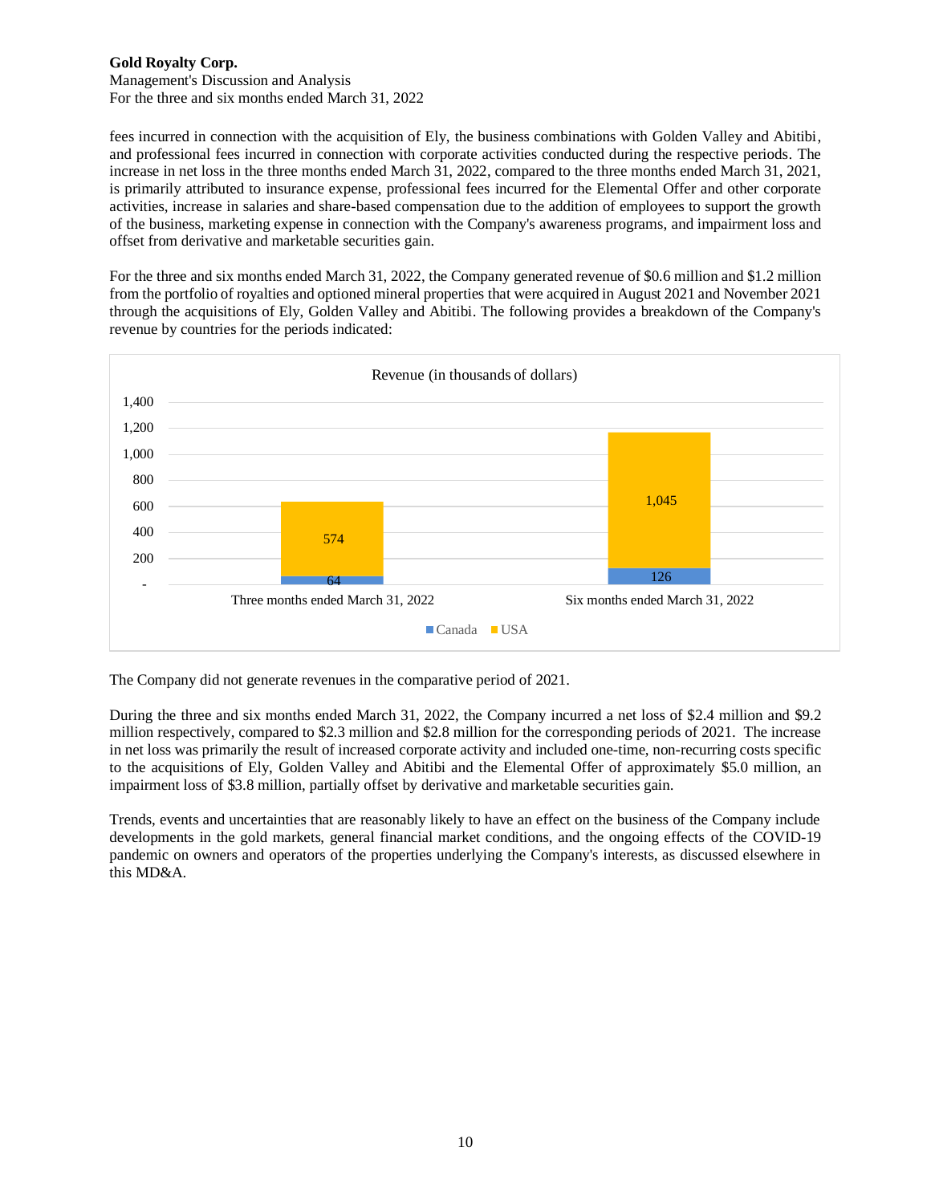fees incurred in connection with the acquisition of Ely, the business combinations with Golden Valley and Abitibi, and professional fees incurred in connection with corporate activities conducted during the respective periods. The increase in net loss in the three months ended March 31, 2022, compared to the three months ended March 31, 2021, is primarily attributed to insurance expense, professional fees incurred for the Elemental Offer and other corporate activities, increase in salaries and share-based compensation due to the addition of employees to support the growth of the business, marketing expense in connection with the Company's awareness programs, and impairment loss and offset from derivative and marketable securities gain.

For the three and six months ended March 31, 2022, the Company generated revenue of $0.6 million and $1.2 million from the portfolio of royalties and optioned mineral properties that were acquired in August 2021 and November 2021 through the acquisitions of Ely, Golden Valley and Abitibi. The following provides a breakdown of the Company's revenue by countries for the periods indicated:

Revenue (in thousands of dollars)

| | Three months ended March 31, 2022 | Six months ended March 31, 2022 |
|---|---|---|
| Canada | 64 | 126 |
| USA | 574 | 1,045 |

The Company did not generate revenues in the comparative period of 2021.

During the three and six months ended March 31, 2022, the Company incurred a net loss of $2.4 million and $9.2 million respectively, compared to $2.3 million and $2.8 million for the corresponding periods of 2021. The increase in net loss was primarily the result of increased corporate activity and included one-time, non-recurring costs specific to the acquisitions of Ely, Golden Valley and Abitibi and the Elemental Offer of approximately $5.0 million, an impairment loss of $3.8 million, partially offset by derivative and marketable securities gain.

Trends, events and uncertainties that are reasonably likely to have an effect on the business of the Company include developments in the gold markets, general financial market conditions, and the ongoing effects of the COVID-19 pandemic on owners and operators of the properties underlying the Company's interests, as discussed elsewhere in this MD&A.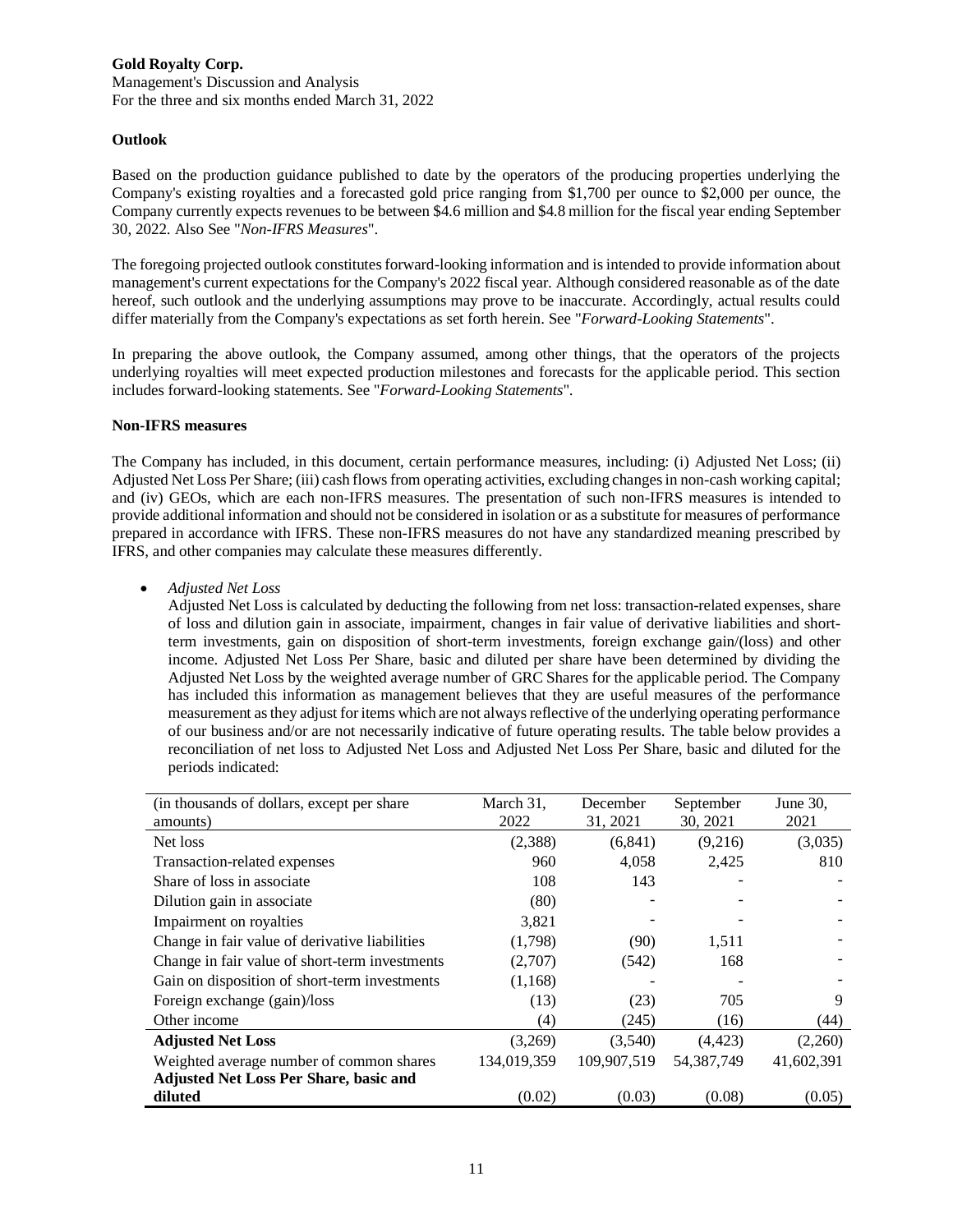**Outlook**

Based on the production guidance published to date by the operators of the producing properties underlying the Company's existing royalties and a forecasted gold price ranging from $1,700 per ounce to $2,000 per ounce, the Company currently expects revenues to be between $4.6 million and $4.8 million for the fiscal year ending September 30, 2022. Also See "*Non-IFRS Measures*".

The foregoing projected outlook constitutes forward-looking information and is intended to provide information about management's current expectations for the Company's 2022 fiscal year. Although considered reasonable as of the date hereof, such outlook and the underlying assumptions may prove to be inaccurate. Accordingly, actual results could differ materially from the Company's expectations as set forth herein. See "*Forward-Looking Statements*".

In preparing the above outlook, the Company assumed, among other things, that the operators of the projects underlying royalties will meet expected production milestones and forecasts for the applicable period. This section includes forward-looking statements. See "*Forward-Looking Statements*".

**Non-IFRS measures**

The Company has included, in this document, certain performance measures, including: (i) Adjusted Net Loss; (ii) Adjusted Net Loss Per Share; (iii) cash flows from operating activities, excluding changes in non-cash working capital; and (iv) GEOs, which are each non-IFRS measures. The presentation of such non-IFRS measures is intended to provide additional information and should not be considered in isolation or as a substitute for measures of performance prepared in accordance with IFRS. These non-IFRS measures do not have any standardized meaning prescribed by IFRS, and other companies may calculate these measures differently.

- *Adjusted Net Loss*

  Adjusted Net Loss is calculated by deducting the following from net loss: transaction-related expenses, share of loss and dilution gain in associate, impairment, changes in fair value of derivative liabilities and short-term investments, gain on disposition of short-term investments, foreign exchange gain/(loss) and other income. Adjusted Net Loss Per Share, basic and diluted per share have been determined by dividing the Adjusted Net Loss by the weighted average number of GRC Shares for the applicable period. The Company has included this information as management believes that they are useful measures of the performance measurement as they adjust for items which are not always reflective of the underlying operating performance of our business and/or are not necessarily indicative of future operating results. The table below provides a reconciliation of net loss to Adjusted Net Loss and Adjusted Net Loss Per Share, basic and diluted for the periods indicated:

| (in thousands of dollars, except per share amounts) | March 31, 2022 | December 31, 2021 | September 30, 2021 | June 30, 2021 |
|---|---|---|---|---|
| Net loss | (2,388) | (6,841) | (9,216) | (3,035) |
| Transaction-related expenses | 960 | 4,058 | 2,425 | 810 |
| Share of loss in associate | 108 | 143 | - | - |
| Dilution gain in associate | (80) | - | - | - |
| Impairment on royalties | 3,821 | - | - | - |
| Change in fair value of derivative liabilities | (1,798) | (90) | 1,511 | - |
| Change in fair value of short-term investments | (2,707) | (542) | 168 | - |
| Gain on disposition of short-term investments | (1,168) | - | - | - |
| Foreign exchange (gain)/loss | (13) | (23) | 705 | 9 |
| Other income | (4) | (245) | (16) | (44) |
| **Adjusted Net Loss** | (3,269) | (3,540) | (4,423) | (2,260) |
| Weighted average number of common shares | 134,019,359 | 109,907,519 | 54,387,749 | 41,602,391 |
| **Adjusted Net Loss Per Share, basic and diluted** | (0.02) | (0.03) | (0.08) | (0.05) |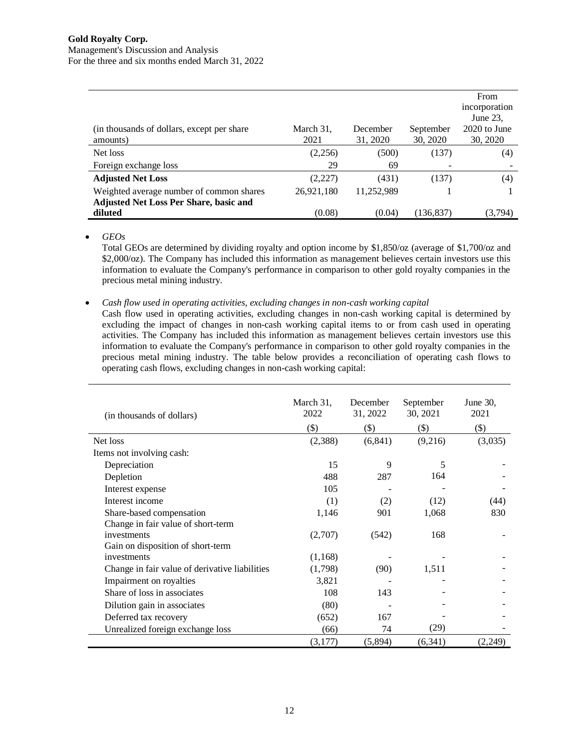| (in thousands of dollars, except per share amounts) | March 31, 2021 | December 31, 2020 | September 30, 2020 | From incorporation June 23, 2020 to June 30, 2020 |
|---|---|---|---|---|
| Net loss | (2,256) | (500) | (137) | (4) |
| Foreign exchange loss | 29 | 69 | - | - |
| **Adjusted Net Loss** | (2,227) | (431) | (137) | (4) |
| Weighted average number of common shares | 26,921,180 | 11,252,989 | 1 | 1 |
| **Adjusted Net Loss Per Share, basic and diluted** | (0.08) | (0.04) | (136,837) | (3,794) |

- *GEOs*

  Total GEOs are determined by dividing royalty and option income by \$1,850/oz (average of \$1,700/oz and \$2,000/oz). The Company has included this information as management believes certain investors use this information to evaluate the Company's performance in comparison to other gold royalty companies in the precious metal mining industry.

- *Cash flow used in operating activities, excluding changes in non-cash working capital*

  Cash flow used in operating activities, excluding changes in non-cash working capital is determined by excluding the impact of changes in non-cash working capital items to or from cash used in operating activities. The Company has included this information as management believes certain investors use this information to evaluate the Company's performance in comparison to other gold royalty companies in the precious metal mining industry. The table below provides a reconciliation of operating cash flows to operating cash flows, excluding changes in non-cash working capital:

| (in thousands of dollars) | March 31, 2022 | December 31, 2022 | September 30, 2021 | June 30, 2021 |
|---|---|---|---|---|
| | (\$) | (\$) | (\$) | (\$) |
| Net loss | (2,388) | (6,841) | (9,216) | (3,035) |
| Items not involving cash: | | | | |
| Depreciation | 15 | 9 | 5 | - |
| Depletion | 488 | 287 | 164 | - |
| Interest expense | 105 | - | - | - |
| Interest income | (1) | (2) | (12) | (44) |
| Share-based compensation | 1,146 | 901 | 1,068 | 830 |
| Change in fair value of short-term investments | (2,707) | (542) | 168 | - |
| Gain on disposition of short-term investments | (1,168) | - | - | - |
| Change in fair value of derivative liabilities | (1,798) | (90) | 1,511 | - |
| Impairment on royalties | 3,821 | - | - | - |
| Share of loss in associates | 108 | 143 | - | - |
| Dilution gain in associates | (80) | - | - | - |
| Deferred tax recovery | (652) | 167 | - | - |
| Unrealized foreign exchange loss | (66) | 74 | (29) | - |
| | (3,177) | (5,894) | (6,341) | (2,249) |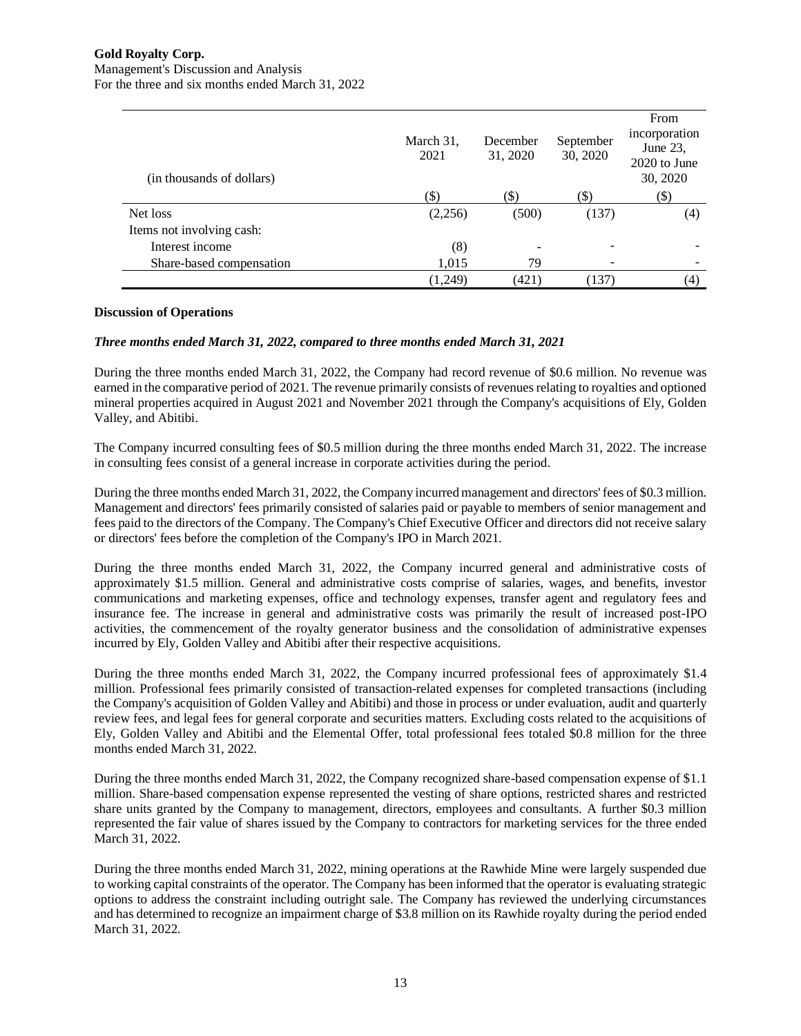| (in thousands of dollars) | March 31, 2021 | December 31, 2020 | September 30, 2020 | From incorporation June 23, 2020 to June 30, 2020 |
|---|---|---|---|---|
| | ($) | ($) | ($) | ($) |
| Net loss | (2,256) | (500) | (137) | (4) |
| Items not involving cash: | | | | |
| Interest income | (8) | - | - | - |
| Share-based compensation | 1,015 | 79 | - | - |
| | (1,249) | (421) | (137) | (4) |

**Discussion of Operations**

***Three months ended March 31, 2022, compared to three months ended March 31, 2021***

During the three months ended March 31, 2022, the Company had record revenue of $0.6 million. No revenue was earned in the comparative period of 2021. The revenue primarily consists of revenues relating to royalties and optioned mineral properties acquired in August 2021 and November 2021 through the Company's acquisitions of Ely, Golden Valley, and Abitibi.

The Company incurred consulting fees of $0.5 million during the three months ended March 31, 2022. The increase in consulting fees consist of a general increase in corporate activities during the period.

During the three months ended March 31, 2022, the Company incurred management and directors' fees of $0.3 million. Management and directors' fees primarily consisted of salaries paid or payable to members of senior management and fees paid to the directors of the Company. The Company's Chief Executive Officer and directors did not receive salary or directors' fees before the completion of the Company's IPO in March 2021.

During the three months ended March 31, 2022, the Company incurred general and administrative costs of approximately $1.5 million. General and administrative costs comprise of salaries, wages, and benefits, investor communications and marketing expenses, office and technology expenses, transfer agent and regulatory fees and insurance fee. The increase in general and administrative costs was primarily the result of increased post-IPO activities, the commencement of the royalty generator business and the consolidation of administrative expenses incurred by Ely, Golden Valley and Abitibi after their respective acquisitions.

During the three months ended March 31, 2022, the Company incurred professional fees of approximately $1.4 million. Professional fees primarily consisted of transaction-related expenses for completed transactions (including the Company's acquisition of Golden Valley and Abitibi) and those in process or under evaluation, audit and quarterly review fees, and legal fees for general corporate and securities matters. Excluding costs related to the acquisitions of Ely, Golden Valley and Abitibi and the Elemental Offer, total professional fees totaled $0.8 million for the three months ended March 31, 2022.

During the three months ended March 31, 2022, the Company recognized share-based compensation expense of $1.1 million. Share-based compensation expense represented the vesting of share options, restricted shares and restricted share units granted by the Company to management, directors, employees and consultants. A further $0.3 million represented the fair value of shares issued by the Company to contractors for marketing services for the three ended March 31, 2022.

During the three months ended March 31, 2022, mining operations at the Rawhide Mine were largely suspended due to working capital constraints of the operator. The Company has been informed that the operator is evaluating strategic options to address the constraint including outright sale. The Company has reviewed the underlying circumstances and has determined to recognize an impairment charge of $3.8 million on its Rawhide royalty during the period ended March 31, 2022.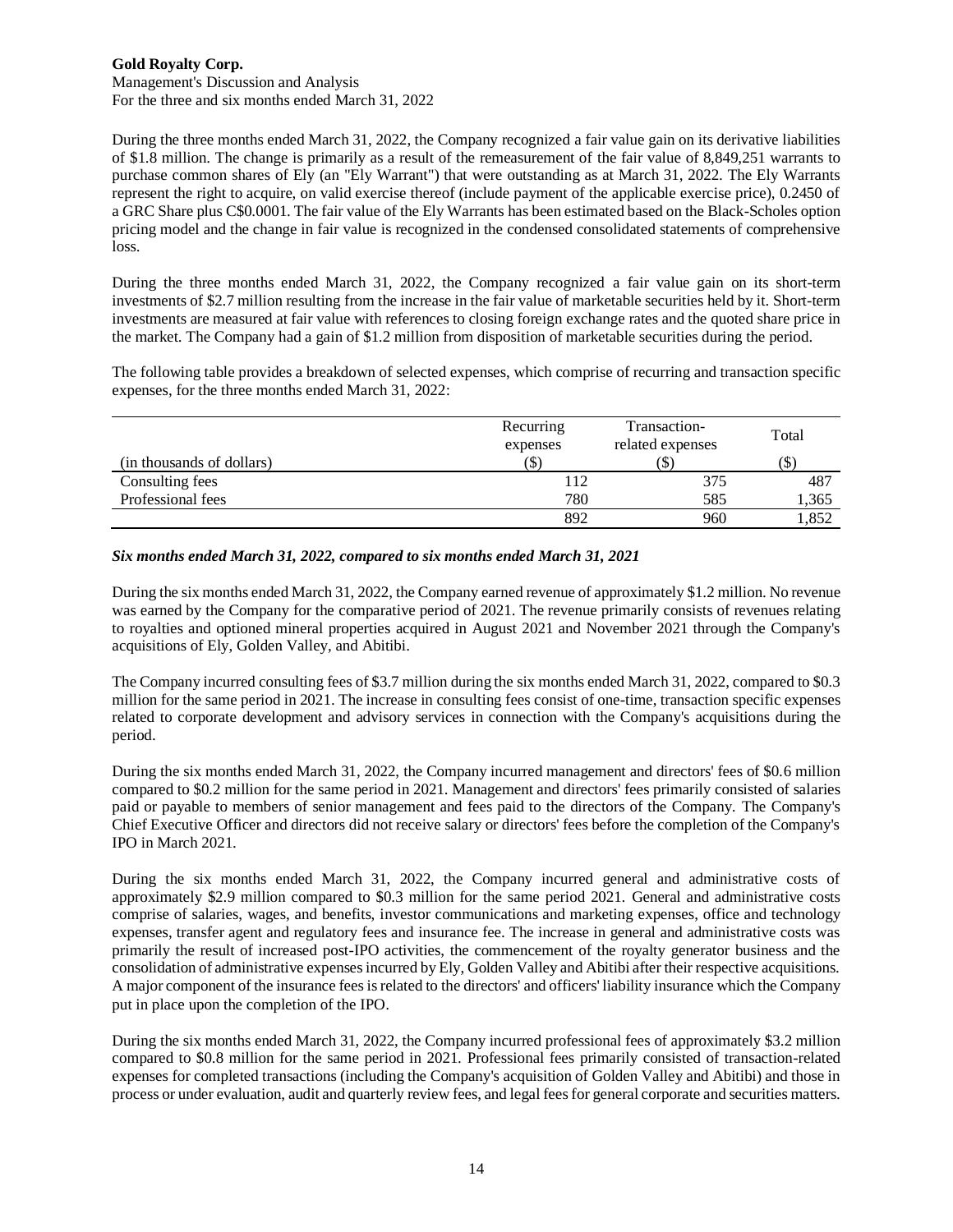During the three months ended March 31, 2022, the Company recognized a fair value gain on its derivative liabilities of $1.8 million. The change is primarily as a result of the remeasurement of the fair value of 8,849,251 warrants to purchase common shares of Ely (an "Ely Warrant") that were outstanding as at March 31, 2022. The Ely Warrants represent the right to acquire, on valid exercise thereof (include payment of the applicable exercise price), 0.2450 of a GRC Share plus C$0.0001. The fair value of the Ely Warrants has been estimated based on the Black-Scholes option pricing model and the change in fair value is recognized in the condensed consolidated statements of comprehensive loss.

During the three months ended March 31, 2022, the Company recognized a fair value gain on its short-term investments of $2.7 million resulting from the increase in the fair value of marketable securities held by it. Short-term investments are measured at fair value with references to closing foreign exchange rates and the quoted share price in the market. The Company had a gain of $1.2 million from disposition of marketable securities during the period.

The following table provides a breakdown of selected expenses, which comprise of recurring and transaction specific expenses, for the three months ended March 31, 2022:

| (in thousands of dollars) | Recurring expenses ($) | Transaction-related expenses ($) | Total ($) |
|---|---|---|---|
| Consulting fees | 112 | 375 | 487 |
| Professional fees | 780 | 585 | 1,365 |
| | 892 | 960 | 1,852 |

***Six months ended March 31, 2022, compared to six months ended March 31, 2021***

During the six months ended March 31, 2022, the Company earned revenue of approximately $1.2 million. No revenue was earned by the Company for the comparative period of 2021. The revenue primarily consists of revenues relating to royalties and optioned mineral properties acquired in August 2021 and November 2021 through the Company's acquisitions of Ely, Golden Valley, and Abitibi.

The Company incurred consulting fees of $3.7 million during the six months ended March 31, 2022, compared to $0.3 million for the same period in 2021. The increase in consulting fees consist of one-time, transaction specific expenses related to corporate development and advisory services in connection with the Company's acquisitions during the period.

During the six months ended March 31, 2022, the Company incurred management and directors' fees of $0.6 million compared to $0.2 million for the same period in 2021. Management and directors' fees primarily consisted of salaries paid or payable to members of senior management and fees paid to the directors of the Company. The Company's Chief Executive Officer and directors did not receive salary or directors' fees before the completion of the Company's IPO in March 2021.

During the six months ended March 31, 2022, the Company incurred general and administrative costs of approximately $2.9 million compared to $0.3 million for the same period 2021. General and administrative costs comprise of salaries, wages, and benefits, investor communications and marketing expenses, office and technology expenses, transfer agent and regulatory fees and insurance fee. The increase in general and administrative costs was primarily the result of increased post-IPO activities, the commencement of the royalty generator business and the consolidation of administrative expenses incurred by Ely, Golden Valley and Abitibi after their respective acquisitions. A major component of the insurance fees is related to the directors' and officers' liability insurance which the Company put in place upon the completion of the IPO.

During the six months ended March 31, 2022, the Company incurred professional fees of approximately $3.2 million compared to $0.8 million for the same period in 2021. Professional fees primarily consisted of transaction-related expenses for completed transactions (including the Company's acquisition of Golden Valley and Abitibi) and those in process or under evaluation, audit and quarterly review fees, and legal fees for general corporate and securities matters.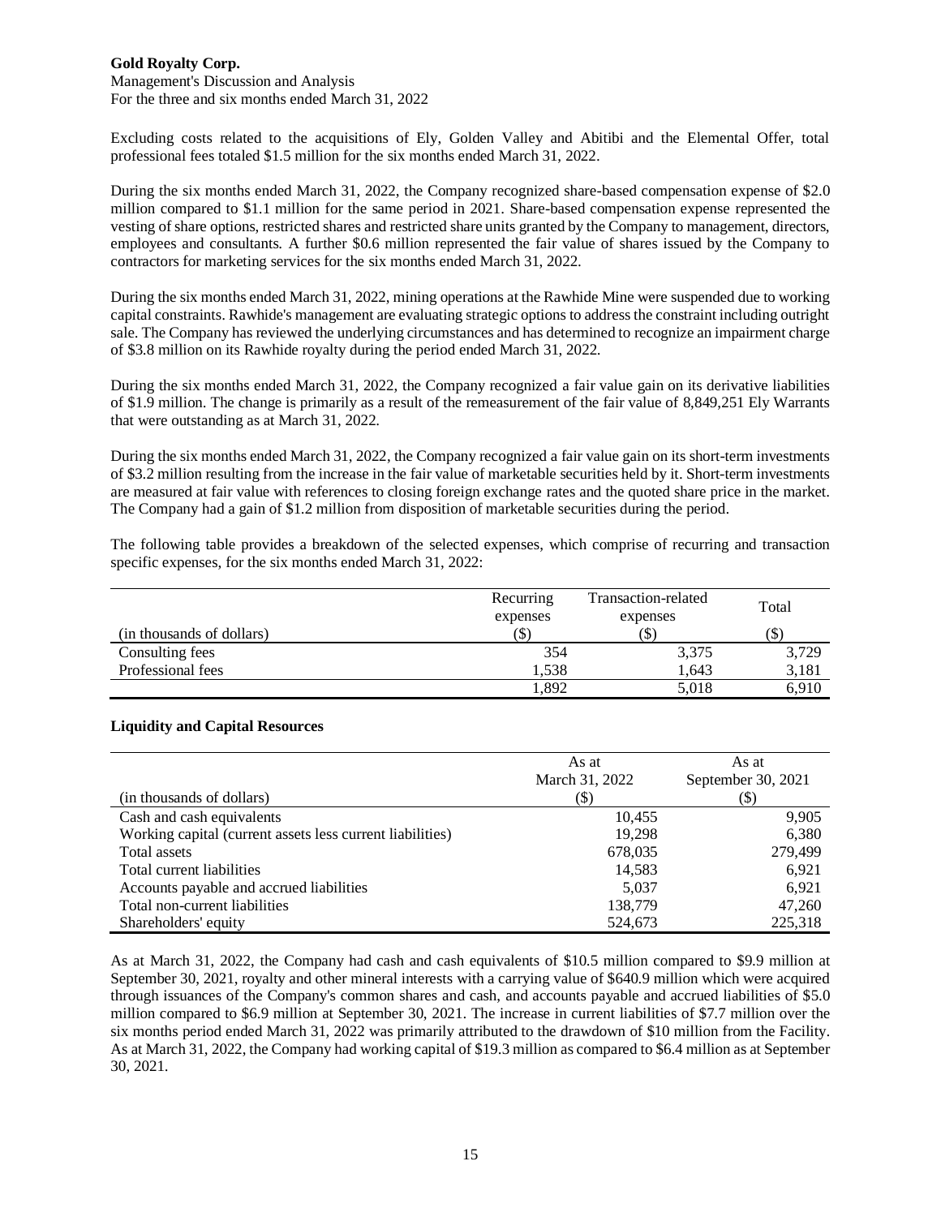Excluding costs related to the acquisitions of Ely, Golden Valley and Abitibi and the Elemental Offer, total professional fees totaled $1.5 million for the six months ended March 31, 2022.

During the six months ended March 31, 2022, the Company recognized share-based compensation expense of $2.0 million compared to $1.1 million for the same period in 2021. Share-based compensation expense represented the vesting of share options, restricted shares and restricted share units granted by the Company to management, directors, employees and consultants. A further $0.6 million represented the fair value of shares issued by the Company to contractors for marketing services for the six months ended March 31, 2022.

During the six months ended March 31, 2022, mining operations at the Rawhide Mine were suspended due to working capital constraints. Rawhide's management are evaluating strategic options to address the constraint including outright sale. The Company has reviewed the underlying circumstances and has determined to recognize an impairment charge of $3.8 million on its Rawhide royalty during the period ended March 31, 2022.

During the six months ended March 31, 2022, the Company recognized a fair value gain on its derivative liabilities of $1.9 million. The change is primarily as a result of the remeasurement of the fair value of 8,849,251 Ely Warrants that were outstanding as at March 31, 2022.

During the six months ended March 31, 2022, the Company recognized a fair value gain on its short-term investments of $3.2 million resulting from the increase in the fair value of marketable securities held by it. Short-term investments are measured at fair value with references to closing foreign exchange rates and the quoted share price in the market. The Company had a gain of $1.2 million from disposition of marketable securities during the period.

The following table provides a breakdown of the selected expenses, which comprise of recurring and transaction specific expenses, for the six months ended March 31, 2022:

| (in thousands of dollars) | Recurring expenses ($) | Transaction-related expenses ($) | Total ($) |
|---|---|---|---|
| Consulting fees | 354 | 3,375 | 3,729 |
| Professional fees | 1,538 | 1,643 | 3,181 |
| | 1,892 | 5,018 | 6,910 |

**Liquidity and Capital Resources**

| (in thousands of dollars) | As at March 31, 2022 ($) | As at September 30, 2021 ($) |
|---|---|---|
| Cash and cash equivalents | 10,455 | 9,905 |
| Working capital (current assets less current liabilities) | 19,298 | 6,380 |
| Total assets | 678,035 | 279,499 |
| Total current liabilities | 14,583 | 6,921 |
| Accounts payable and accrued liabilities | 5,037 | 6,921 |
| Total non-current liabilities | 138,779 | 47,260 |
| Shareholders' equity | 524,673 | 225,318 |

As at March 31, 2022, the Company had cash and cash equivalents of $10.5 million compared to $9.9 million at September 30, 2021, royalty and other mineral interests with a carrying value of $640.9 million which were acquired through issuances of the Company's common shares and cash, and accounts payable and accrued liabilities of $5.0 million compared to $6.9 million at September 30, 2021. The increase in current liabilities of $7.7 million over the six months period ended March 31, 2022 was primarily attributed to the drawdown of $10 million from the Facility. As at March 31, 2022, the Company had working capital of $19.3 million as compared to $6.4 million as at September 30, 2021.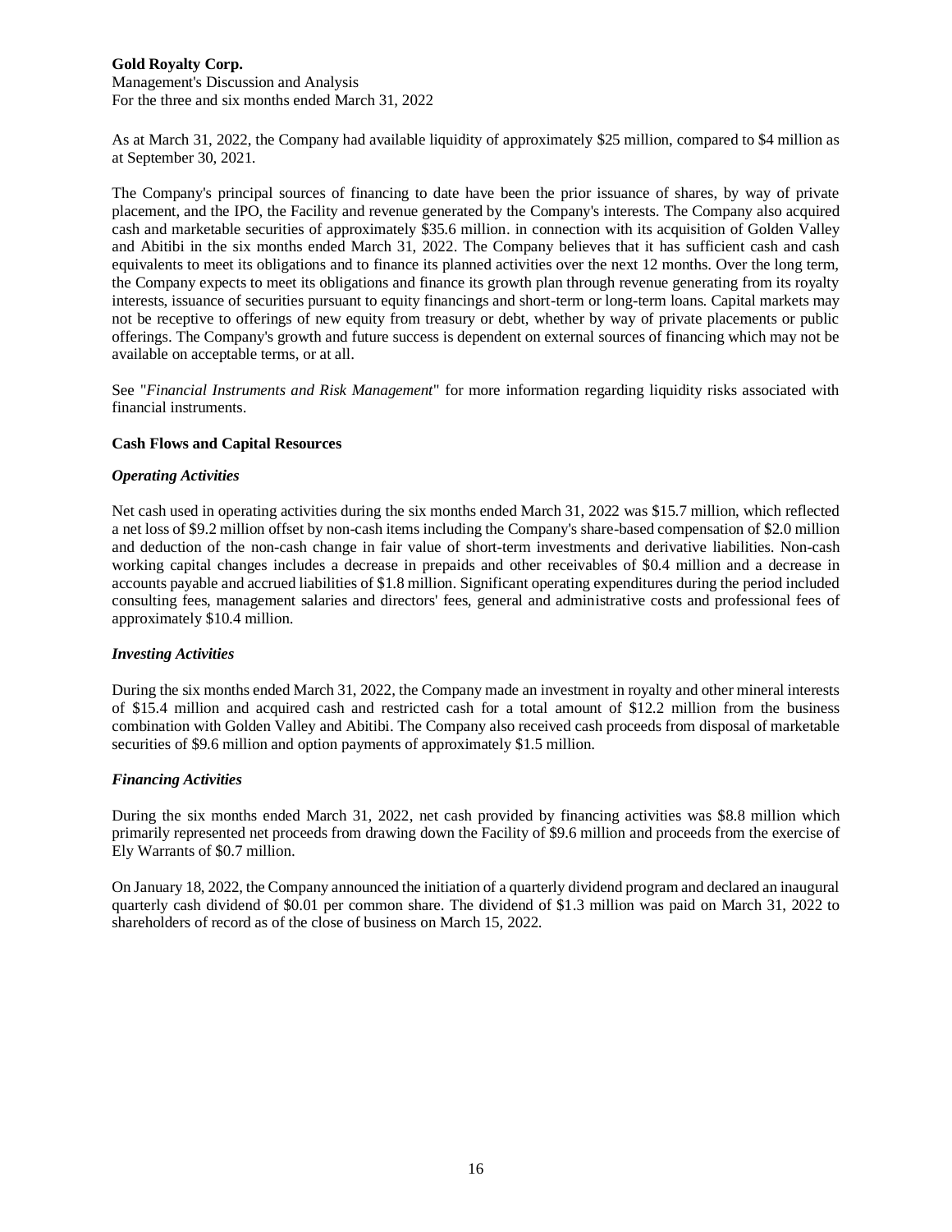As at March 31, 2022, the Company had available liquidity of approximately $25 million, compared to $4 million as at September 30, 2021.

The Company's principal sources of financing to date have been the prior issuance of shares, by way of private placement, and the IPO, the Facility and revenue generated by the Company's interests. The Company also acquired cash and marketable securities of approximately $35.6 million. in connection with its acquisition of Golden Valley and Abitibi in the six months ended March 31, 2022. The Company believes that it has sufficient cash and cash equivalents to meet its obligations and to finance its planned activities over the next 12 months. Over the long term, the Company expects to meet its obligations and finance its growth plan through revenue generating from its royalty interests, issuance of securities pursuant to equity financings and short-term or long-term loans. Capital markets may not be receptive to offerings of new equity from treasury or debt, whether by way of private placements or public offerings. The Company's growth and future success is dependent on external sources of financing which may not be available on acceptable terms, or at all.

See "*Financial Instruments and Risk Management*" for more information regarding liquidity risks associated with financial instruments.

### Cash Flows and Capital Resources

#### *Operating Activities*

Net cash used in operating activities during the six months ended March 31, 2022 was $15.7 million, which reflected a net loss of $9.2 million offset by non-cash items including the Company's share-based compensation of $2.0 million and deduction of the non-cash change in fair value of short-term investments and derivative liabilities. Non-cash working capital changes includes a decrease in prepaids and other receivables of $0.4 million and a decrease in accounts payable and accrued liabilities of $1.8 million. Significant operating expenditures during the period included consulting fees, management salaries and directors' fees, general and administrative costs and professional fees of approximately $10.4 million.

#### *Investing Activities*

During the six months ended March 31, 2022, the Company made an investment in royalty and other mineral interests of $15.4 million and acquired cash and restricted cash for a total amount of $12.2 million from the business combination with Golden Valley and Abitibi. The Company also received cash proceeds from disposal of marketable securities of $9.6 million and option payments of approximately $1.5 million.

#### *Financing Activities*

During the six months ended March 31, 2022, net cash provided by financing activities was $8.8 million which primarily represented net proceeds from drawing down the Facility of $9.6 million and proceeds from the exercise of Ely Warrants of $0.7 million.

On January 18, 2022, the Company announced the initiation of a quarterly dividend program and declared an inaugural quarterly cash dividend of $0.01 per common share. The dividend of $1.3 million was paid on March 31, 2022 to shareholders of record as of the close of business on March 15, 2022.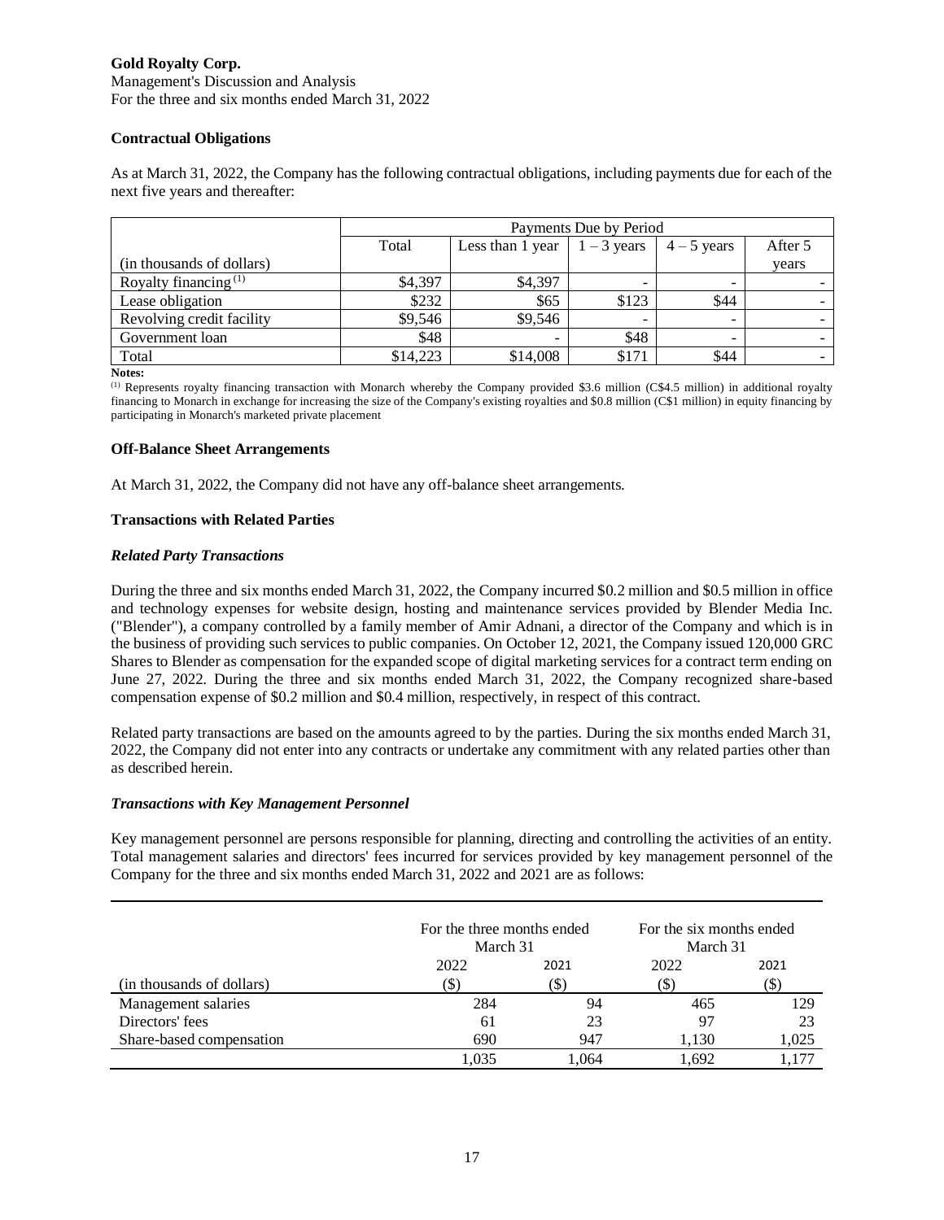### Contractual Obligations

As at March 31, 2022, the Company has the following contractual obligations, including payments due for each of the next five years and thereafter:

| | Payments Due by Period | | | | |
|---|---|---|---|---|---|
| (in thousands of dollars) | Total | Less than 1 year | 1 – 3 years | 4 – 5 years | After 5 years |
| Royalty financing [(1)] | $4,397 | $4,397 | - | - | - |
| Lease obligation | $232 | $65 | $123 | $44 | - |
| Revolving credit facility | $9,546 | $9,546 | - | - | - |
| Government loan | $48 | - | $48 | - | - |
| Total | $14,223 | $14,008 | $171 | $44 | - |

**Notes:**

(1) Represents royalty financing transaction with Monarch whereby the Company provided $3.6 million (C$4.5 million) in additional royalty financing to Monarch in exchange for increasing the size of the Company's existing royalties and $0.8 million (C$1 million) in equity financing by participating in Monarch's marketed private placement

### Off-Balance Sheet Arrangements

At March 31, 2022, the Company did not have any off-balance sheet arrangements.

### Transactions with Related Parties

#### *Related Party Transactions*

During the three and six months ended March 31, 2022, the Company incurred $0.2 million and $0.5 million in office and technology expenses for website design, hosting and maintenance services provided by Blender Media Inc. ("Blender"), a company controlled by a family member of Amir Adnani, a director of the Company and which is in the business of providing such services to public companies. On October 12, 2021, the Company issued 120,000 GRC Shares to Blender as compensation for the expanded scope of digital marketing services for a contract term ending on June 27, 2022. During the three and six months ended March 31, 2022, the Company recognized share-based compensation expense of $0.2 million and $0.4 million, respectively, in respect of this contract.

Related party transactions are based on the amounts agreed to by the parties. During the six months ended March 31, 2022, the Company did not enter into any contracts or undertake any commitment with any related parties other than as described herein.

#### *Transactions with Key Management Personnel*

Key management personnel are persons responsible for planning, directing and controlling the activities of an entity. Total management salaries and directors' fees incurred for services provided by key management personnel of the Company for the three and six months ended March 31, 2022 and 2021 are as follows:

| | For the three months ended March 31 | | For the six months ended March 31 | |
|---|---|---|---|---|
| | 2022 | 2021 | 2022 | 2021 |
| (in thousands of dollars) | ($) | ($) | ($) | ($) |
| Management salaries | 284 | 94 | 465 | 129 |
| Directors' fees | 61 | 23 | 97 | 23 |
| Share-based compensation | 690 | 947 | 1,130 | 1,025 |
| | 1,035 | 1,064 | 1,692 | 1,177 |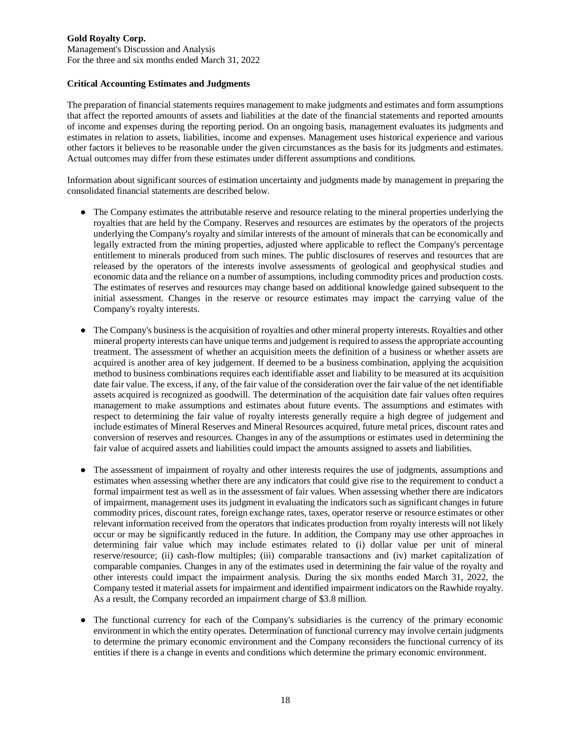## Critical Accounting Estimates and Judgments

The preparation of financial statements requires management to make judgments and estimates and form assumptions that affect the reported amounts of assets and liabilities at the date of the financial statements and reported amounts of income and expenses during the reporting period. On an ongoing basis, management evaluates its judgments and estimates in relation to assets, liabilities, income and expenses. Management uses historical experience and various other factors it believes to be reasonable under the given circumstances as the basis for its judgments and estimates. Actual outcomes may differ from these estimates under different assumptions and conditions.

Information about significant sources of estimation uncertainty and judgments made by management in preparing the consolidated financial statements are described below.

- The Company estimates the attributable reserve and resource relating to the mineral properties underlying the royalties that are held by the Company. Reserves and resources are estimates by the operators of the projects underlying the Company's royalty and similar interests of the amount of minerals that can be economically and legally extracted from the mining properties, adjusted where applicable to reflect the Company's percentage entitlement to minerals produced from such mines. The public disclosures of reserves and resources that are released by the operators of the interests involve assessments of geological and geophysical studies and economic data and the reliance on a number of assumptions, including commodity prices and production costs. The estimates of reserves and resources may change based on additional knowledge gained subsequent to the initial assessment. Changes in the reserve or resource estimates may impact the carrying value of the Company's royalty interests.

- The Company's business is the acquisition of royalties and other mineral property interests. Royalties and other mineral property interests can have unique terms and judgement is required to assess the appropriate accounting treatment. The assessment of whether an acquisition meets the definition of a business or whether assets are acquired is another area of key judgement. If deemed to be a business combination, applying the acquisition method to business combinations requires each identifiable asset and liability to be measured at its acquisition date fair value. The excess, if any, of the fair value of the consideration over the fair value of the net identifiable assets acquired is recognized as goodwill. The determination of the acquisition date fair values often requires management to make assumptions and estimates about future events. The assumptions and estimates with respect to determining the fair value of royalty interests generally require a high degree of judgement and include estimates of Mineral Reserves and Mineral Resources acquired, future metal prices, discount rates and conversion of reserves and resources. Changes in any of the assumptions or estimates used in determining the fair value of acquired assets and liabilities could impact the amounts assigned to assets and liabilities.

- The assessment of impairment of royalty and other interests requires the use of judgments, assumptions and estimates when assessing whether there are any indicators that could give rise to the requirement to conduct a formal impairment test as well as in the assessment of fair values. When assessing whether there are indicators of impairment, management uses its judgment in evaluating the indicators such as significant changes in future commodity prices, discount rates, foreign exchange rates, taxes, operator reserve or resource estimates or other relevant information received from the operators that indicates production from royalty interests will not likely occur or may be significantly reduced in the future. In addition, the Company may use other approaches in determining fair value which may include estimates related to (i) dollar value per unit of mineral reserve/resource; (ii) cash-flow multiples; (iii) comparable transactions and (iv) market capitalization of comparable companies. Changes in any of the estimates used in determining the fair value of the royalty and other interests could impact the impairment analysis. During the six months ended March 31, 2022, the Company tested it material assets for impairment and identified impairment indicators on the Rawhide royalty. As a result, the Company recorded an impairment charge of $3.8 million.

- The functional currency for each of the Company's subsidiaries is the currency of the primary economic environment in which the entity operates. Determination of functional currency may involve certain judgments to determine the primary economic environment and the Company reconsiders the functional currency of its entities if there is a change in events and conditions which determine the primary economic environment.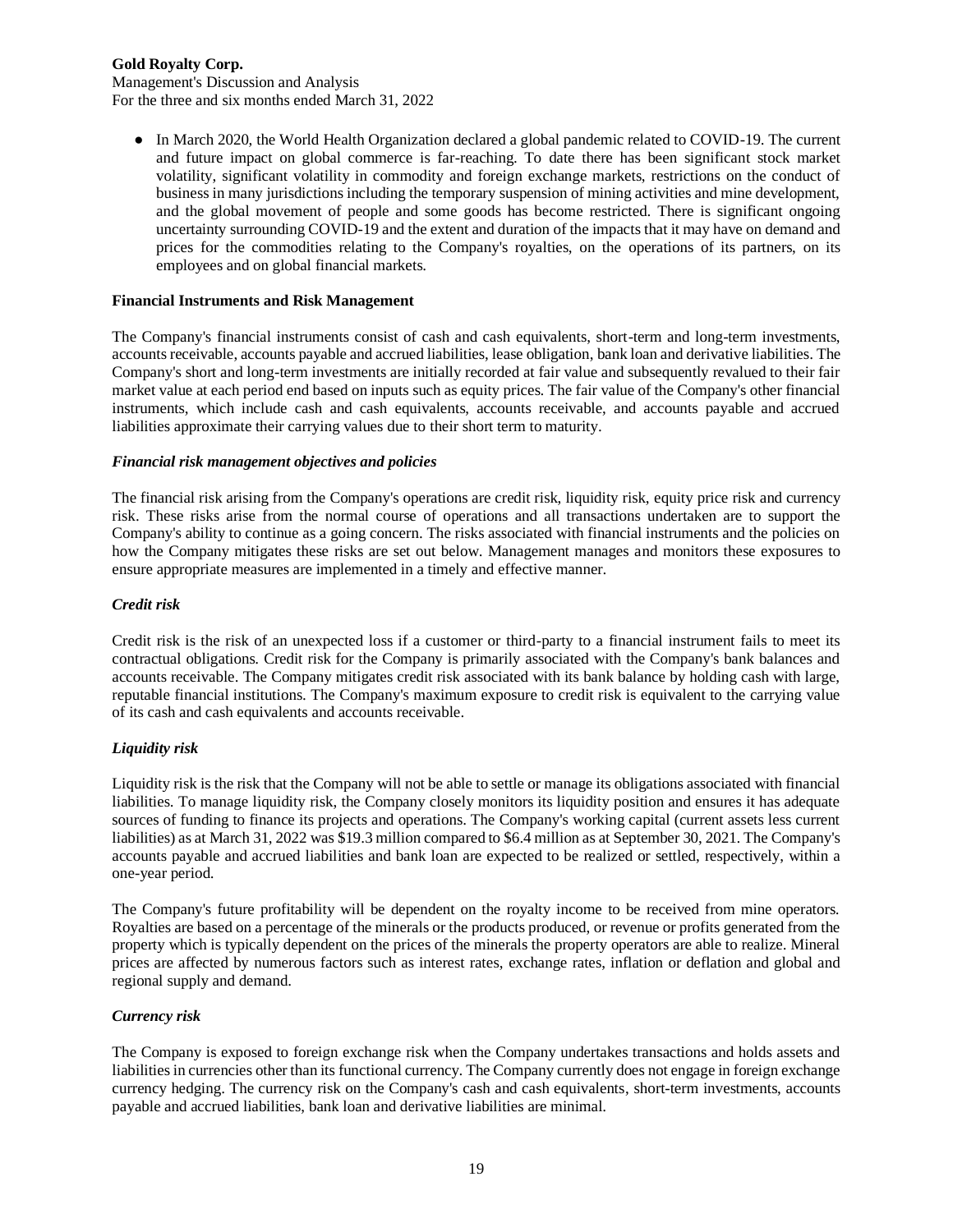- In March 2020, the World Health Organization declared a global pandemic related to COVID-19. The current and future impact on global commerce is far-reaching. To date there has been significant stock market volatility, significant volatility in commodity and foreign exchange markets, restrictions on the conduct of business in many jurisdictions including the temporary suspension of mining activities and mine development, and the global movement of people and some goods has become restricted. There is significant ongoing uncertainty surrounding COVID-19 and the extent and duration of the impacts that it may have on demand and prices for the commodities relating to the Company's royalties, on the operations of its partners, on its employees and on global financial markets.

**Financial Instruments and Risk Management**

The Company's financial instruments consist of cash and cash equivalents, short-term and long-term investments, accounts receivable, accounts payable and accrued liabilities, lease obligation, bank loan and derivative liabilities. The Company's short and long-term investments are initially recorded at fair value and subsequently revalued to their fair market value at each period end based on inputs such as equity prices. The fair value of the Company's other financial instruments, which include cash and cash equivalents, accounts receivable, and accounts payable and accrued liabilities approximate their carrying values due to their short term to maturity.

***Financial risk management objectives and policies***

The financial risk arising from the Company's operations are credit risk, liquidity risk, equity price risk and currency risk. These risks arise from the normal course of operations and all transactions undertaken are to support the Company's ability to continue as a going concern. The risks associated with financial instruments and the policies on how the Company mitigates these risks are set out below. Management manages and monitors these exposures to ensure appropriate measures are implemented in a timely and effective manner.

***Credit risk***

Credit risk is the risk of an unexpected loss if a customer or third-party to a financial instrument fails to meet its contractual obligations. Credit risk for the Company is primarily associated with the Company's bank balances and accounts receivable. The Company mitigates credit risk associated with its bank balance by holding cash with large, reputable financial institutions. The Company's maximum exposure to credit risk is equivalent to the carrying value of its cash and cash equivalents and accounts receivable.

***Liquidity risk***

Liquidity risk is the risk that the Company will not be able to settle or manage its obligations associated with financial liabilities. To manage liquidity risk, the Company closely monitors its liquidity position and ensures it has adequate sources of funding to finance its projects and operations. The Company's working capital (current assets less current liabilities) as at March 31, 2022 was $19.3 million compared to $6.4 million as at September 30, 2021. The Company's accounts payable and accrued liabilities and bank loan are expected to be realized or settled, respectively, within a one-year period.

The Company's future profitability will be dependent on the royalty income to be received from mine operators. Royalties are based on a percentage of the minerals or the products produced, or revenue or profits generated from the property which is typically dependent on the prices of the minerals the property operators are able to realize. Mineral prices are affected by numerous factors such as interest rates, exchange rates, inflation or deflation and global and regional supply and demand.

***Currency risk***

The Company is exposed to foreign exchange risk when the Company undertakes transactions and holds assets and liabilities in currencies other than its functional currency. The Company currently does not engage in foreign exchange currency hedging. The currency risk on the Company's cash and cash equivalents, short-term investments, accounts payable and accrued liabilities, bank loan and derivative liabilities are minimal.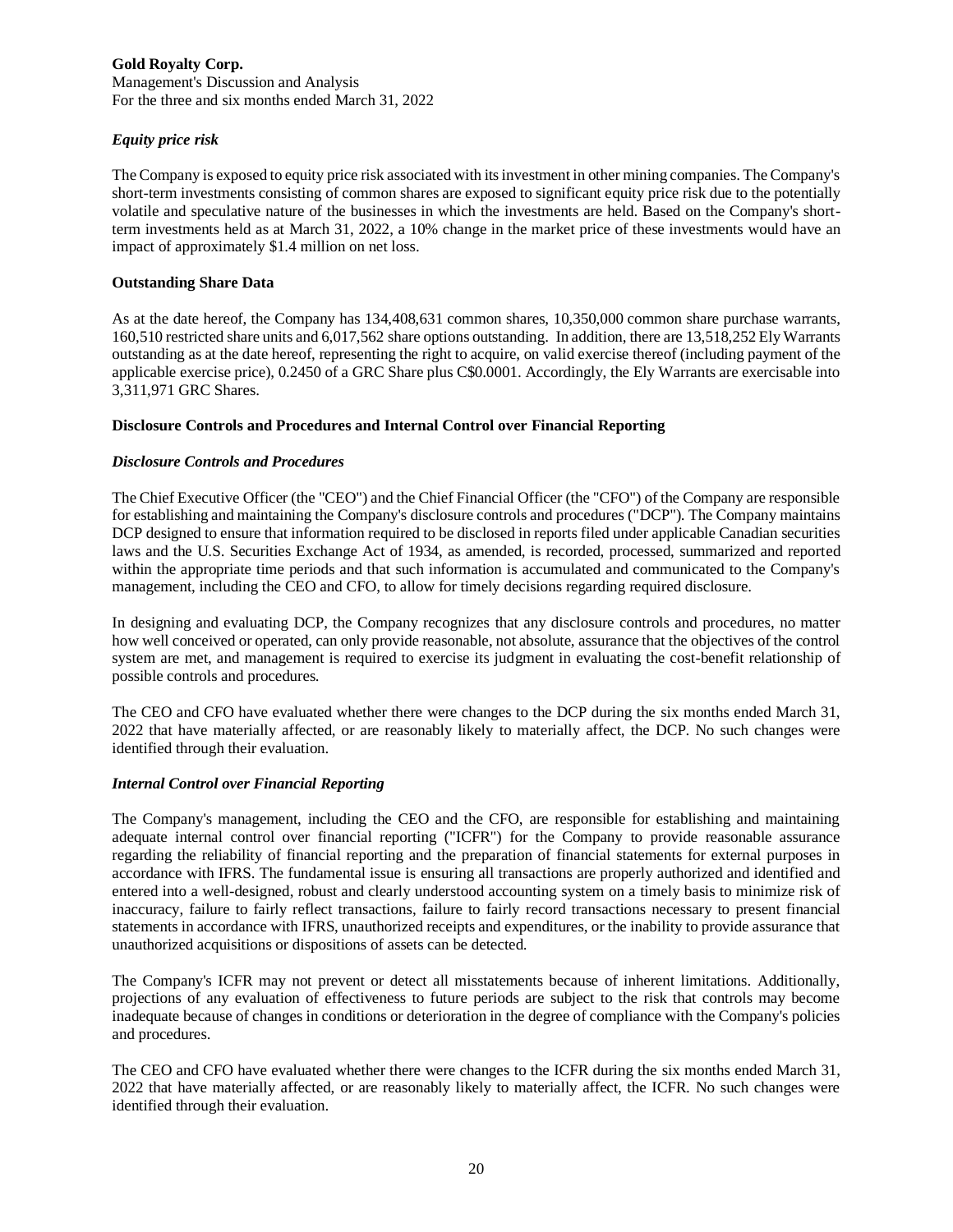### *Equity price risk*

The Company is exposed to equity price risk associated with its investment in other mining companies. The Company's short-term investments consisting of common shares are exposed to significant equity price risk due to the potentially volatile and speculative nature of the businesses in which the investments are held. Based on the Company's short-term investments held as at March 31, 2022, a 10% change in the market price of these investments would have an impact of approximately $1.4 million on net loss.

## **Outstanding Share Data**

As at the date hereof, the Company has 134,408,631 common shares, 10,350,000 common share purchase warrants, 160,510 restricted share units and 6,017,562 share options outstanding. In addition, there are 13,518,252 Ely Warrants outstanding as at the date hereof, representing the right to acquire, on valid exercise thereof (including payment of the applicable exercise price), 0.2450 of a GRC Share plus C$0.0001. Accordingly, the Ely Warrants are exercisable into 3,311,971 GRC Shares.

## **Disclosure Controls and Procedures and Internal Control over Financial Reporting**

### *Disclosure Controls and Procedures*

The Chief Executive Officer (the "CEO") and the Chief Financial Officer (the "CFO") of the Company are responsible for establishing and maintaining the Company's disclosure controls and procedures ("DCP"). The Company maintains DCP designed to ensure that information required to be disclosed in reports filed under applicable Canadian securities laws and the U.S. Securities Exchange Act of 1934, as amended, is recorded, processed, summarized and reported within the appropriate time periods and that such information is accumulated and communicated to the Company's management, including the CEO and CFO, to allow for timely decisions regarding required disclosure.

In designing and evaluating DCP, the Company recognizes that any disclosure controls and procedures, no matter how well conceived or operated, can only provide reasonable, not absolute, assurance that the objectives of the control system are met, and management is required to exercise its judgment in evaluating the cost-benefit relationship of possible controls and procedures.

The CEO and CFO have evaluated whether there were changes to the DCP during the six months ended March 31, 2022 that have materially affected, or are reasonably likely to materially affect, the DCP. No such changes were identified through their evaluation.

### *Internal Control over Financial Reporting*

The Company's management, including the CEO and the CFO, are responsible for establishing and maintaining adequate internal control over financial reporting ("ICFR") for the Company to provide reasonable assurance regarding the reliability of financial reporting and the preparation of financial statements for external purposes in accordance with IFRS. The fundamental issue is ensuring all transactions are properly authorized and identified and entered into a well-designed, robust and clearly understood accounting system on a timely basis to minimize risk of inaccuracy, failure to fairly reflect transactions, failure to fairly record transactions necessary to present financial statements in accordance with IFRS, unauthorized receipts and expenditures, or the inability to provide assurance that unauthorized acquisitions or dispositions of assets can be detected.

The Company's ICFR may not prevent or detect all misstatements because of inherent limitations. Additionally, projections of any evaluation of effectiveness to future periods are subject to the risk that controls may become inadequate because of changes in conditions or deterioration in the degree of compliance with the Company's policies and procedures.

The CEO and CFO have evaluated whether there were changes to the ICFR during the six months ended March 31, 2022 that have materially affected, or are reasonably likely to materially affect, the ICFR. No such changes were identified through their evaluation.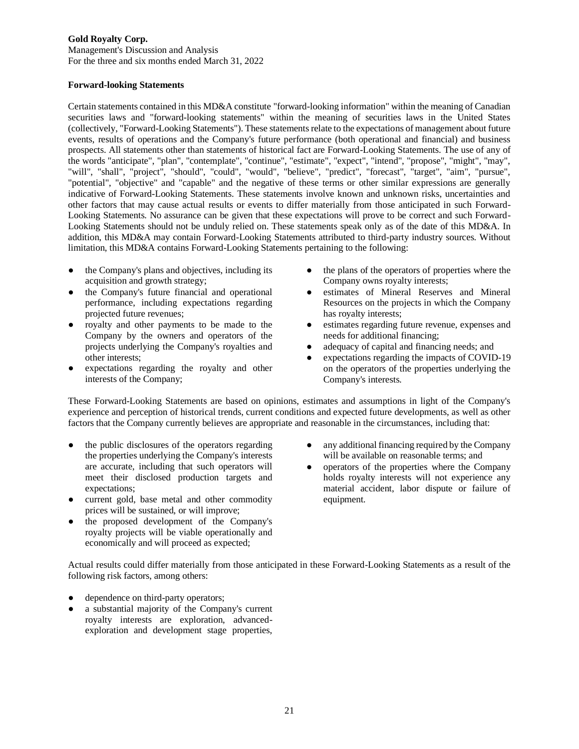**Forward-looking Statements**

Certain statements contained in this MD&A constitute "forward-looking information" within the meaning of Canadian securities laws and "forward-looking statements" within the meaning of securities laws in the United States (collectively, "Forward-Looking Statements"). These statements relate to the expectations of management about future events, results of operations and the Company's future performance (both operational and financial) and business prospects. All statements other than statements of historical fact are Forward-Looking Statements. The use of any of the words "anticipate", "plan", "contemplate", "continue", "estimate", "expect", "intend", "propose", "might", "may", "will", "shall", "project", "should", "could", "would", "believe", "predict", "forecast", "target", "aim", "pursue", "potential", "objective" and "capable" and the negative of these terms or other similar expressions are generally indicative of Forward-Looking Statements. These statements involve known and unknown risks, uncertainties and other factors that may cause actual results or events to differ materially from those anticipated in such Forward-Looking Statements. No assurance can be given that these expectations will prove to be correct and such Forward-Looking Statements should not be unduly relied on. These statements speak only as of the date of this MD&A. In addition, this MD&A may contain Forward-Looking Statements attributed to third-party industry sources. Without limitation, this MD&A contains Forward-Looking Statements pertaining to the following:

- the Company's plans and objectives, including its acquisition and growth strategy;
- the Company's future financial and operational performance, including expectations regarding projected future revenues;
- royalty and other payments to be made to the Company by the owners and operators of the projects underlying the Company's royalties and other interests;
- expectations regarding the royalty and other interests of the Company;
- the plans of the operators of properties where the Company owns royalty interests;
- estimates of Mineral Reserves and Mineral Resources on the projects in which the Company has royalty interests;
- estimates regarding future revenue, expenses and needs for additional financing;
- adequacy of capital and financing needs; and
- expectations regarding the impacts of COVID-19 on the operators of the properties underlying the Company's interests.

These Forward-Looking Statements are based on opinions, estimates and assumptions in light of the Company's experience and perception of historical trends, current conditions and expected future developments, as well as other factors that the Company currently believes are appropriate and reasonable in the circumstances, including that:

- the public disclosures of the operators regarding the properties underlying the Company's interests are accurate, including that such operators will meet their disclosed production targets and expectations;
- current gold, base metal and other commodity prices will be sustained, or will improve;
- the proposed development of the Company's royalty projects will be viable operationally and economically and will proceed as expected;
- any additional financing required by the Company will be available on reasonable terms; and
- operators of the properties where the Company holds royalty interests will not experience any material accident, labor dispute or failure of equipment.

Actual results could differ materially from those anticipated in these Forward-Looking Statements as a result of the following risk factors, among others:

- dependence on third-party operators;
- a substantial majority of the Company's current royalty interests are exploration, advanced-exploration and development stage properties,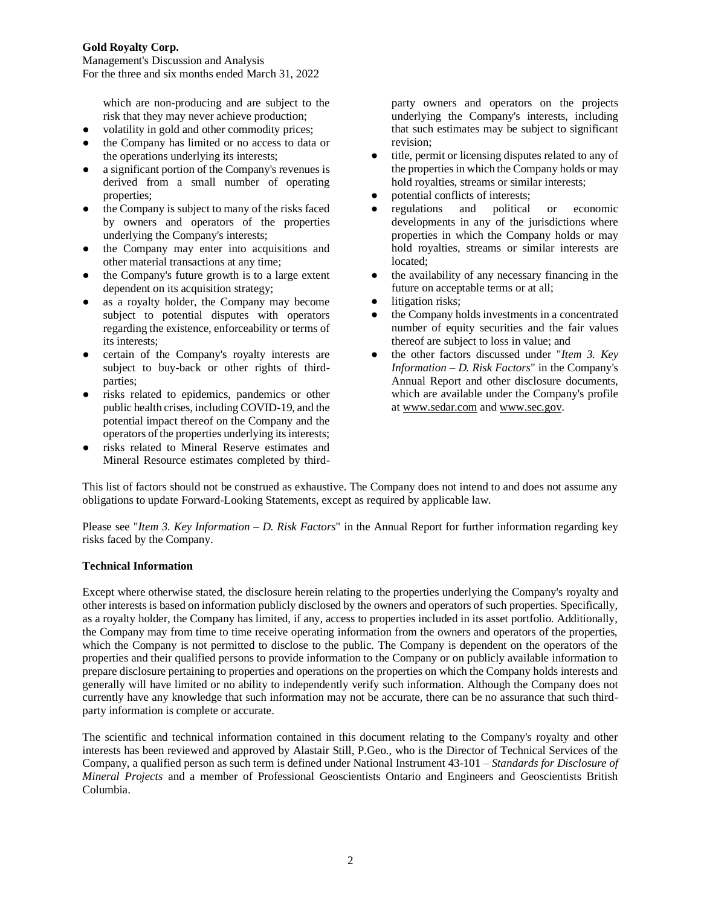which are non-producing and are subject to the risk that they may never achieve production;

- volatility in gold and other commodity prices;
- the Company has limited or no access to data or the operations underlying its interests;
- a significant portion of the Company's revenues is derived from a small number of operating properties;
- the Company is subject to many of the risks faced by owners and operators of the properties underlying the Company's interests;
- the Company may enter into acquisitions and other material transactions at any time;
- the Company's future growth is to a large extent dependent on its acquisition strategy;
- as a royalty holder, the Company may become subject to potential disputes with operators regarding the existence, enforceability or terms of its interests;
- certain of the Company's royalty interests are subject to buy-back or other rights of third-parties;
- risks related to epidemics, pandemics or other public health crises, including COVID-19, and the potential impact thereof on the Company and the operators of the properties underlying its interests;
- risks related to Mineral Reserve estimates and Mineral Resource estimates completed by third-party owners and operators on the projects underlying the Company's interests, including that such estimates may be subject to significant revision;
- title, permit or licensing disputes related to any of the properties in which the Company holds or may hold royalties, streams or similar interests;
- potential conflicts of interests;
- regulations and political or economic developments in any of the jurisdictions where properties in which the Company holds or may hold royalties, streams or similar interests are located;
- the availability of any necessary financing in the future on acceptable terms or at all;
- litigation risks;
- the Company holds investments in a concentrated number of equity securities and the fair values thereof are subject to loss in value; and
- the other factors discussed under "*Item 3. Key Information – D. Risk Factors*" in the Company's Annual Report and other disclosure documents, which are available under the Company's profile at www.sedar.com and www.sec.gov.

This list of factors should not be construed as exhaustive. The Company does not intend to and does not assume any obligations to update Forward-Looking Statements, except as required by applicable law.

Please see "*Item 3. Key Information – D. Risk Factors*" in the Annual Report for further information regarding key risks faced by the Company.

**Technical Information**

Except where otherwise stated, the disclosure herein relating to the properties underlying the Company's royalty and other interests is based on information publicly disclosed by the owners and operators of such properties. Specifically, as a royalty holder, the Company has limited, if any, access to properties included in its asset portfolio. Additionally, the Company may from time to time receive operating information from the owners and operators of the properties, which the Company is not permitted to disclose to the public. The Company is dependent on the operators of the properties and their qualified persons to provide information to the Company or on publicly available information to prepare disclosure pertaining to properties and operations on the properties on which the Company holds interests and generally will have limited or no ability to independently verify such information. Although the Company does not currently have any knowledge that such information may not be accurate, there can be no assurance that such third-party information is complete or accurate.

The scientific and technical information contained in this document relating to the Company's royalty and other interests has been reviewed and approved by Alastair Still, P.Geo., who is the Director of Technical Services of the Company, a qualified person as such term is defined under National Instrument 43-101 – *Standards for Disclosure of Mineral Projects* and a member of Professional Geoscientists Ontario and Engineers and Geoscientists British Columbia.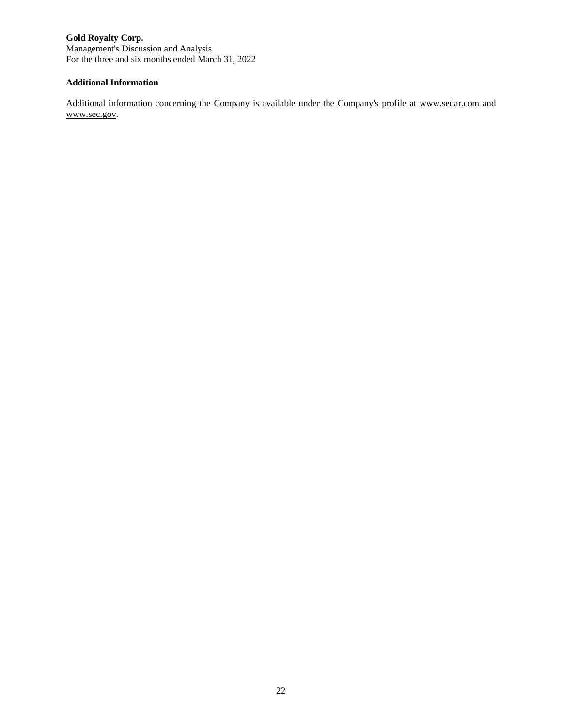## Additional Information

Additional information concerning the Company is available under the Company's profile at www.sedar.com and www.sec.gov.